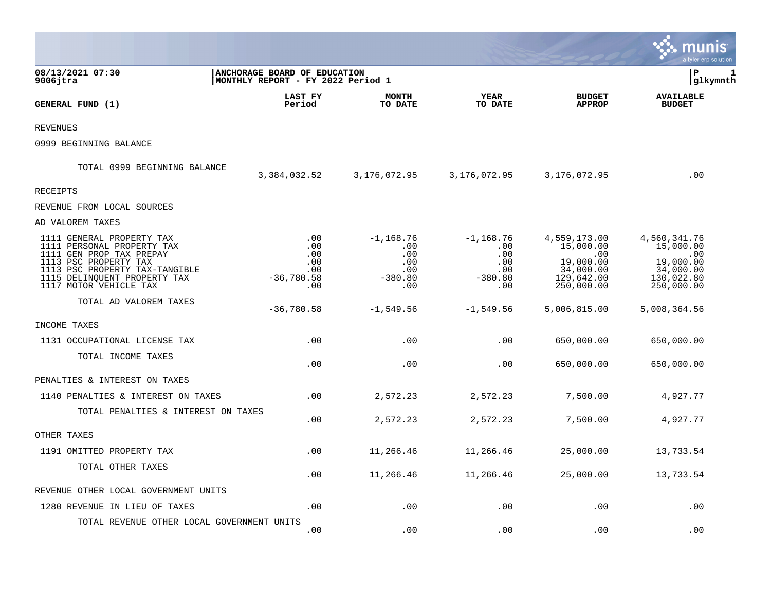08/13/2021 07:30
9006jtra

**ANCHORAGE BOARD OF EDUCATION**
**MONTHLY REPORT - FY 2022 Period 1**

P 1
glkymnth

| GENERAL FUND (1) | LAST FY Period | MONTH TO DATE | YEAR TO DATE | BUDGET APPROP | AVAILABLE BUDGET |
|---|---|---|---|---|---|
| REVENUES | | | | | |
| 0999 BEGINNING BALANCE | | | | | |
| TOTAL 0999 BEGINNING BALANCE | 3,384,032.52 | 3,176,072.95 | 3,176,072.95 | 3,176,072.95 | .00 |
| RECEIPTS | | | | | |
| REVENUE FROM LOCAL SOURCES | | | | | |
| AD VALOREM TAXES | | | | | |
| 1111 GENERAL PROPERTY TAX | .00 | -1,168.76 | -1,168.76 | 4,559,173.00 | 4,560,341.76 |
| 1111 PERSONAL PROPERTY TAX | .00 | .00 | .00 | 15,000.00 | 15,000.00 |
| 1111 GEN PROP TAX PREPAY | .00 | .00 | .00 | .00 | .00 |
| 1113 PSC PROPERTY TAX | .00 | .00 | .00 | 19,000.00 | 19,000.00 |
| 1113 PSC PROPERTY TAX-TANGIBLE | .00 | .00 | .00 | 34,000.00 | 34,000.00 |
| 1115 DELINQUENT PROPERTY TAX | -36,780.58 | -380.80 | -380.80 | 129,642.00 | 130,022.80 |
| 1117 MOTOR VEHICLE TAX | .00 | .00 | .00 | 250,000.00 | 250,000.00 |
| TOTAL AD VALOREM TAXES | -36,780.58 | -1,549.56 | -1,549.56 | 5,006,815.00 | 5,008,364.56 |
| INCOME TAXES | | | | | |
| 1131 OCCUPATIONAL LICENSE TAX | .00 | .00 | .00 | 650,000.00 | 650,000.00 |
| TOTAL INCOME TAXES | .00 | .00 | .00 | 650,000.00 | 650,000.00 |
| PENALTIES & INTEREST ON TAXES | | | | | |
| 1140 PENALTIES & INTEREST ON TAXES | .00 | 2,572.23 | 2,572.23 | 7,500.00 | 4,927.77 |
| TOTAL PENALTIES & INTEREST ON TAXES | .00 | 2,572.23 | 2,572.23 | 7,500.00 | 4,927.77 |
| OTHER TAXES | | | | | |
| 1191 OMITTED PROPERTY TAX | .00 | 11,266.46 | 11,266.46 | 25,000.00 | 13,733.54 |
| TOTAL OTHER TAXES | .00 | 11,266.46 | 11,266.46 | 25,000.00 | 13,733.54 |
| REVENUE OTHER LOCAL GOVERNMENT UNITS | | | | | |
| 1280 REVENUE IN LIEU OF TAXES | .00 | .00 | .00 | .00 | .00 |
| TOTAL REVENUE OTHER LOCAL GOVERNMENT UNITS | .00 | .00 | .00 | .00 | .00 |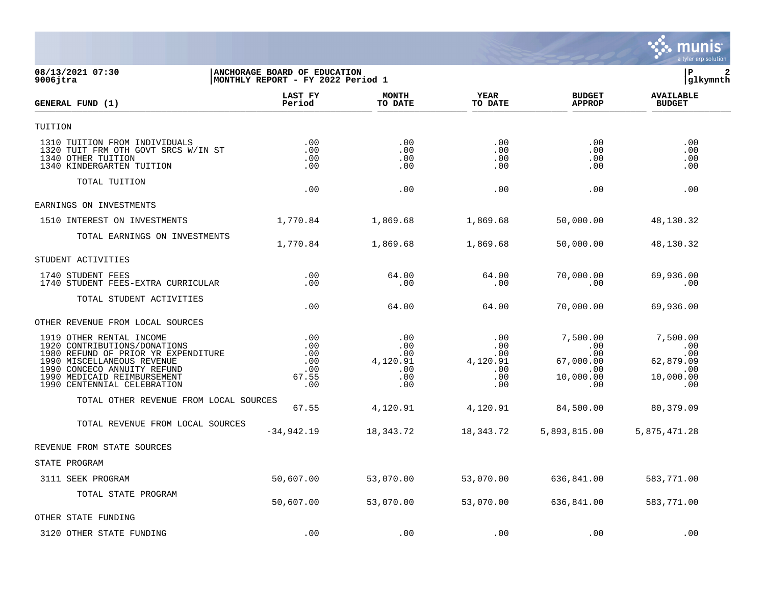**ANCHORAGE BOARD OF EDUCATION**
**MONTHLY REPORT - FY 2022 Period 1**

08/13/2021 07:30
9006jtra

| GENERAL FUND (1) | LAST FY Period | MONTH TO DATE | YEAR TO DATE | BUDGET APPROP | AVAILABLE BUDGET |
|---|---|---|---|---|---|
| TUITION | | | | | |
| 1310 TUITION FROM INDIVIDUALS | .00 | .00 | .00 | .00 | .00 |
| 1320 TUIT FRM OTH GOVT SRCS W/IN ST | .00 | .00 | .00 | .00 | .00 |
| 1340 OTHER TUITION | .00 | .00 | .00 | .00 | .00 |
| 1340 KINDERGARTEN TUITION | .00 | .00 | .00 | .00 | .00 |
| TOTAL TUITION | .00 | .00 | .00 | .00 | .00 |
| EARNINGS ON INVESTMENTS | | | | | |
| 1510 INTEREST ON INVESTMENTS | 1,770.84 | 1,869.68 | 1,869.68 | 50,000.00 | 48,130.32 |
| TOTAL EARNINGS ON INVESTMENTS | 1,770.84 | 1,869.68 | 1,869.68 | 50,000.00 | 48,130.32 |
| STUDENT ACTIVITIES | | | | | |
| 1740 STUDENT FEES | .00 | 64.00 | 64.00 | 70,000.00 | 69,936.00 |
| 1740 STUDENT FEES-EXTRA CURRICULAR | .00 | .00 | .00 | .00 | .00 |
| TOTAL STUDENT ACTIVITIES | .00 | 64.00 | 64.00 | 70,000.00 | 69,936.00 |
| OTHER REVENUE FROM LOCAL SOURCES | | | | | |
| 1919 OTHER RENTAL INCOME | .00 | .00 | .00 | 7,500.00 | 7,500.00 |
| 1920 CONTRIBUTIONS/DONATIONS | .00 | .00 | .00 | .00 | .00 |
| 1980 REFUND OF PRIOR YR EXPENDITURE | .00 | .00 | .00 | .00 | .00 |
| 1990 MISCELLANEOUS REVENUE | .00 | 4,120.91 | 4,120.91 | 67,000.00 | 62,879.09 |
| 1990 CONCECO ANNUITY REFUND | .00 | .00 | .00 | .00 | .00 |
| 1990 MEDICAID REIMBURSEMENT | 67.55 | .00 | .00 | 10,000.00 | 10,000.00 |
| 1990 CENTENNIAL CELEBRATION | .00 | .00 | .00 | .00 | .00 |
| TOTAL OTHER REVENUE FROM LOCAL SOURCES | 67.55 | 4,120.91 | 4,120.91 | 84,500.00 | 80,379.09 |
| TOTAL REVENUE FROM LOCAL SOURCES | -34,942.19 | 18,343.72 | 18,343.72 | 5,893,815.00 | 5,875,471.28 |
| REVENUE FROM STATE SOURCES | | | | | |
| STATE PROGRAM | | | | | |
| 3111 SEEK PROGRAM | 50,607.00 | 53,070.00 | 53,070.00 | 636,841.00 | 583,771.00 |
| TOTAL STATE PROGRAM | 50,607.00 | 53,070.00 | 53,070.00 | 636,841.00 | 583,771.00 |
| OTHER STATE FUNDING | | | | | |
| 3120 OTHER STATE FUNDING | .00 | .00 | .00 | .00 | .00 |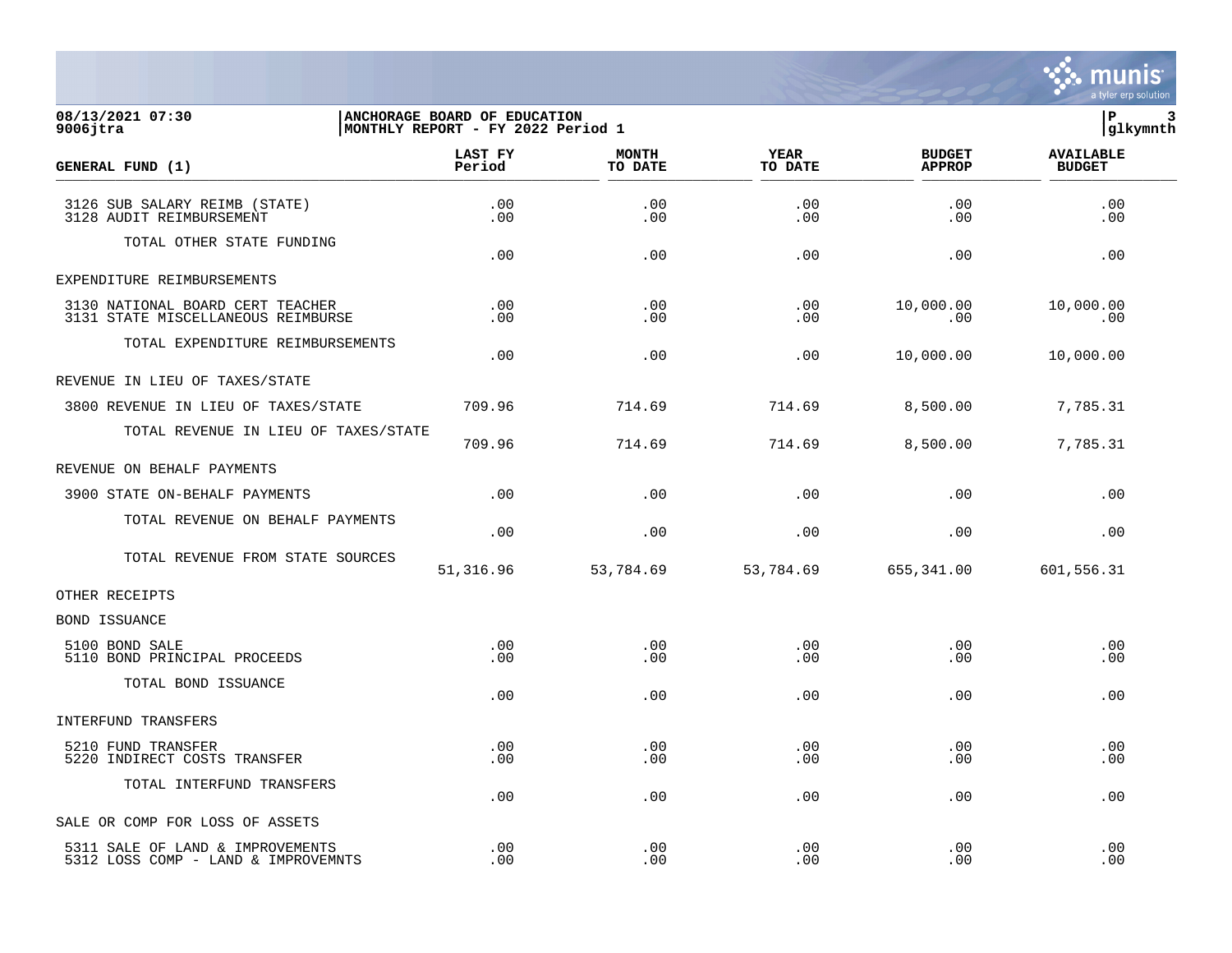| GENERAL FUND (1) | LAST FY Period | MONTH TO DATE | YEAR TO DATE | BUDGET APPROP | AVAILABLE BUDGET |
|---|---|---|---|---|---|
| 3126 SUB SALARY REIMB (STATE) | .00 | .00 | .00 | .00 | .00 |
| 3128 AUDIT REIMBURSEMENT | .00 | .00 | .00 | .00 | .00 |
| TOTAL OTHER STATE FUNDING | .00 | .00 | .00 | .00 | .00 |
| EXPENDITURE REIMBURSEMENTS | | | | | |
| 3130 NATIONAL BOARD CERT TEACHER | .00 | .00 | .00 | 10,000.00 | 10,000.00 |
| 3131 STATE MISCELLANEOUS REIMBURSE | .00 | .00 | .00 | .00 | .00 |
| TOTAL EXPENDITURE REIMBURSEMENTS | .00 | .00 | .00 | 10,000.00 | 10,000.00 |
| REVENUE IN LIEU OF TAXES/STATE | | | | | |
| 3800 REVENUE IN LIEU OF TAXES/STATE | 709.96 | 714.69 | 714.69 | 8,500.00 | 7,785.31 |
| TOTAL REVENUE IN LIEU OF TAXES/STATE | 709.96 | 714.69 | 714.69 | 8,500.00 | 7,785.31 |
| REVENUE ON BEHALF PAYMENTS | | | | | |
| 3900 STATE ON-BEHALF PAYMENTS | .00 | .00 | .00 | .00 | .00 |
| TOTAL REVENUE ON BEHALF PAYMENTS | .00 | .00 | .00 | .00 | .00 |
| TOTAL REVENUE FROM STATE SOURCES | 51,316.96 | 53,784.69 | 53,784.69 | 655,341.00 | 601,556.31 |
| OTHER RECEIPTS | | | | | |
| BOND ISSUANCE | | | | | |
| 5100 BOND SALE | .00 | .00 | .00 | .00 | .00 |
| 5110 BOND PRINCIPAL PROCEEDS | .00 | .00 | .00 | .00 | .00 |
| TOTAL BOND ISSUANCE | .00 | .00 | .00 | .00 | .00 |
| INTERFUND TRANSFERS | | | | | |
| 5210 FUND TRANSFER | .00 | .00 | .00 | .00 | .00 |
| 5220 INDIRECT COSTS TRANSFER | .00 | .00 | .00 | .00 | .00 |
| TOTAL INTERFUND TRANSFERS | .00 | .00 | .00 | .00 | .00 |
| SALE OR COMP FOR LOSS OF ASSETS | | | | | |
| 5311 SALE OF LAND & IMPROVEMENTS | .00 | .00 | .00 | .00 | .00 |
| 5312 LOSS COMP - LAND & IMPROVEMNTS | .00 | .00 | .00 | .00 | .00 |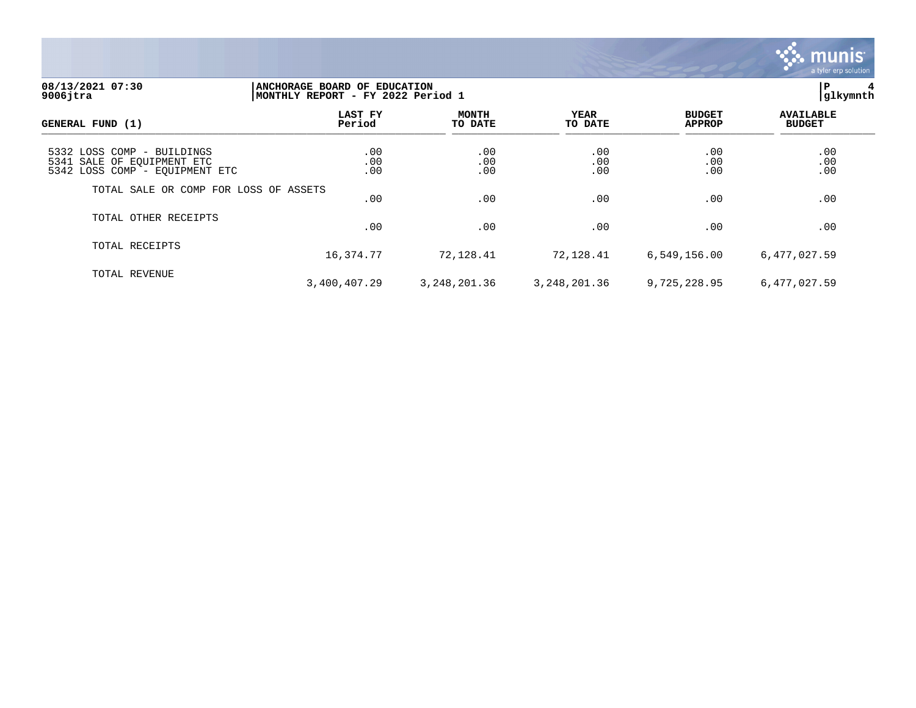08/13/2021 07:30
9006jtra

ANCHORAGE BOARD OF EDUCATION
MONTHLY REPORT - FY 2022 Period 1

glkymnth

| GENERAL FUND (1) | LAST FY Period | MONTH TO DATE | YEAR TO DATE | BUDGET APPROP | AVAILABLE BUDGET |
|---|---|---|---|---|---|
| 5332 LOSS COMP - BUILDINGS | .00 | .00 | .00 | .00 | .00 |
| 5341 SALE OF EQUIPMENT ETC | .00 | .00 | .00 | .00 | .00 |
| 5342 LOSS COMP - EQUIPMENT ETC | .00 | .00 | .00 | .00 | .00 |
| TOTAL SALE OR COMP FOR LOSS OF ASSETS | .00 | .00 | .00 | .00 | .00 |
| TOTAL OTHER RECEIPTS | .00 | .00 | .00 | .00 | .00 |
| TOTAL RECEIPTS | 16,374.77 | 72,128.41 | 72,128.41 | 6,549,156.00 | 6,477,027.59 |
| TOTAL REVENUE | 3,400,407.29 | 3,248,201.36 | 3,248,201.36 | 9,725,228.95 | 6,477,027.59 |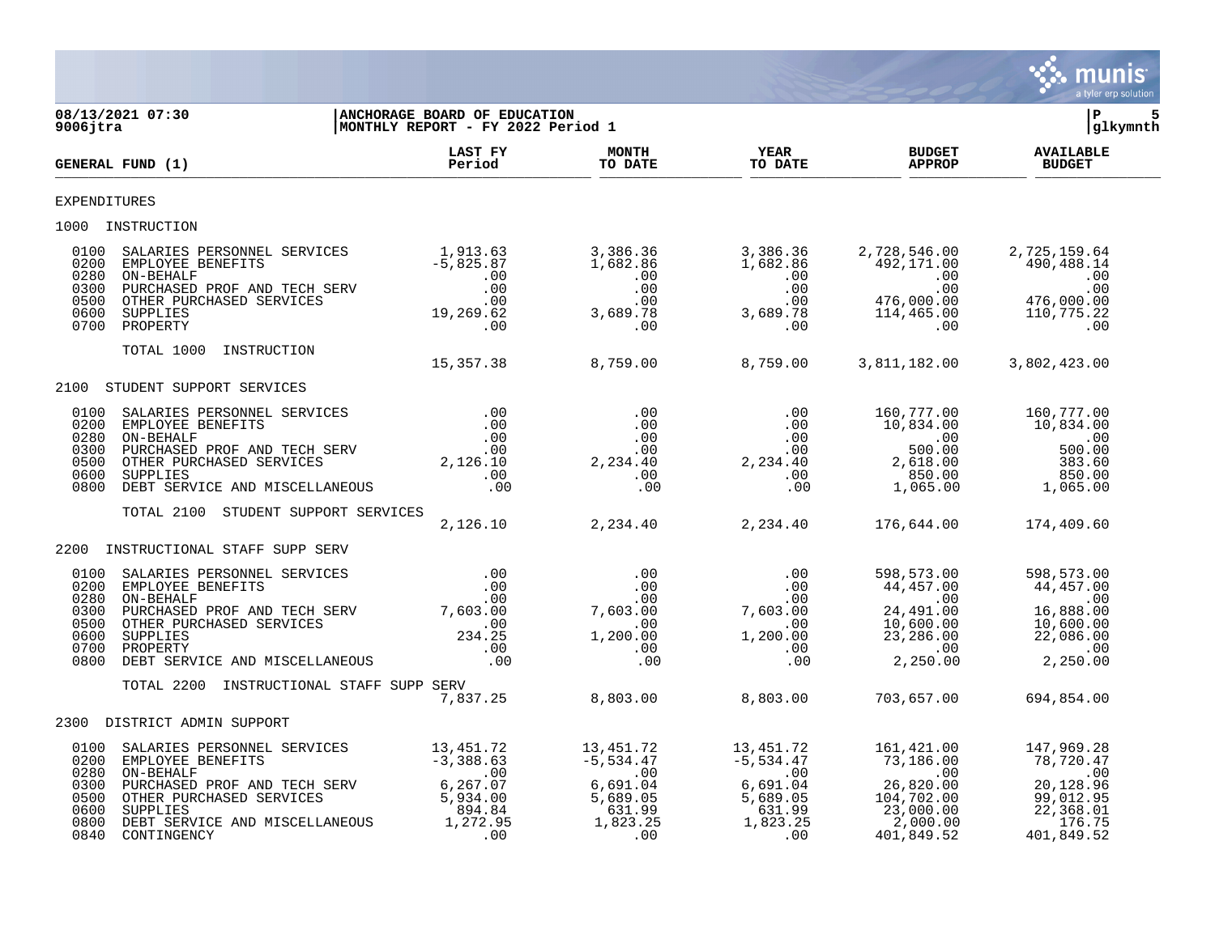08/13/2021 07:30
9006jtra

**ANCHORAGE BOARD OF EDUCATION**
**MONTHLY REPORT - FY 2022 Period 1**

| GENERAL FUND (1) | LAST FY Period | MONTH TO DATE | YEAR TO DATE | BUDGET APPROP | AVAILABLE BUDGET |
|---|---|---|---|---|---|
| **EXPENDITURES** | | | | | |
| **1000 INSTRUCTION** | | | | | |
| 0100 SALARIES PERSONNEL SERVICES | 1,913.63 | 3,386.36 | 3,386.36 | 2,728,546.00 | 2,725,159.64 |
| 0200 EMPLOYEE BENEFITS | -5,825.87 | 1,682.86 | 1,682.86 | 492,171.00 | 490,488.14 |
| 0280 ON-BEHALF | .00 | .00 | .00 | .00 | .00 |
| 0300 PURCHASED PROF AND TECH SERV | .00 | .00 | .00 | .00 | .00 |
| 0500 OTHER PURCHASED SERVICES | .00 | .00 | .00 | 476,000.00 | 476,000.00 |
| 0600 SUPPLIES | 19,269.62 | 3,689.78 | 3,689.78 | 114,465.00 | 110,775.22 |
| 0700 PROPERTY | .00 | .00 | .00 | .00 | .00 |
| TOTAL 1000 INSTRUCTION | 15,357.38 | 8,759.00 | 8,759.00 | 3,811,182.00 | 3,802,423.00 |
| **2100 STUDENT SUPPORT SERVICES** | | | | | |
| 0100 SALARIES PERSONNEL SERVICES | .00 | .00 | .00 | 160,777.00 | 160,777.00 |
| 0200 EMPLOYEE BENEFITS | .00 | .00 | .00 | 10,834.00 | 10,834.00 |
| 0280 ON-BEHALF | .00 | .00 | .00 | .00 | .00 |
| 0300 PURCHASED PROF AND TECH SERV | .00 | .00 | .00 | 500.00 | 500.00 |
| 0500 OTHER PURCHASED SERVICES | 2,126.10 | 2,234.40 | 2,234.40 | 2,618.00 | 383.60 |
| 0600 SUPPLIES | .00 | .00 | .00 | 850.00 | 850.00 |
| 0800 DEBT SERVICE AND MISCELLANEOUS | .00 | .00 | .00 | 1,065.00 | 1,065.00 |
| TOTAL 2100 STUDENT SUPPORT SERVICES | 2,126.10 | 2,234.40 | 2,234.40 | 176,644.00 | 174,409.60 |
| **2200 INSTRUCTIONAL STAFF SUPP SERV** | | | | | |
| 0100 SALARIES PERSONNEL SERVICES | .00 | .00 | .00 | 598,573.00 | 598,573.00 |
| 0200 EMPLOYEE BENEFITS | .00 | .00 | .00 | 44,457.00 | 44,457.00 |
| 0280 ON-BEHALF | .00 | .00 | .00 | .00 | .00 |
| 0300 PURCHASED PROF AND TECH SERV | 7,603.00 | 7,603.00 | 7,603.00 | 24,491.00 | 16,888.00 |
| 0500 OTHER PURCHASED SERVICES | .00 | .00 | .00 | 10,600.00 | 10,600.00 |
| 0600 SUPPLIES | 234.25 | 1,200.00 | 1,200.00 | 23,286.00 | 22,086.00 |
| 0700 PROPERTY | .00 | .00 | .00 | .00 | .00 |
| 0800 DEBT SERVICE AND MISCELLANEOUS | .00 | .00 | .00 | 2,250.00 | 2,250.00 |
| TOTAL 2200 INSTRUCTIONAL STAFF SUPP SERV | 7,837.25 | 8,803.00 | 8,803.00 | 703,657.00 | 694,854.00 |
| **2300 DISTRICT ADMIN SUPPORT** | | | | | |
| 0100 SALARIES PERSONNEL SERVICES | 13,451.72 | 13,451.72 | 13,451.72 | 161,421.00 | 147,969.28 |
| 0200 EMPLOYEE BENEFITS | -3,388.63 | -5,534.47 | -5,534.47 | 73,186.00 | 78,720.47 |
| 0280 ON-BEHALF | .00 | .00 | .00 | .00 | .00 |
| 0300 PURCHASED PROF AND TECH SERV | 6,267.07 | 6,691.04 | 6,691.04 | 26,820.00 | 20,128.96 |
| 0500 OTHER PURCHASED SERVICES | 5,934.00 | 5,689.05 | 5,689.05 | 104,702.00 | 99,012.95 |
| 0600 SUPPLIES | 894.84 | 631.99 | 631.99 | 23,000.00 | 22,368.01 |
| 0800 DEBT SERVICE AND MISCELLANEOUS | 1,272.95 | 1,823.25 | 1,823.25 | 2,000.00 | 176.75 |
| 0840 CONTINGENCY | .00 | .00 | .00 | 401,849.52 | 401,849.52 |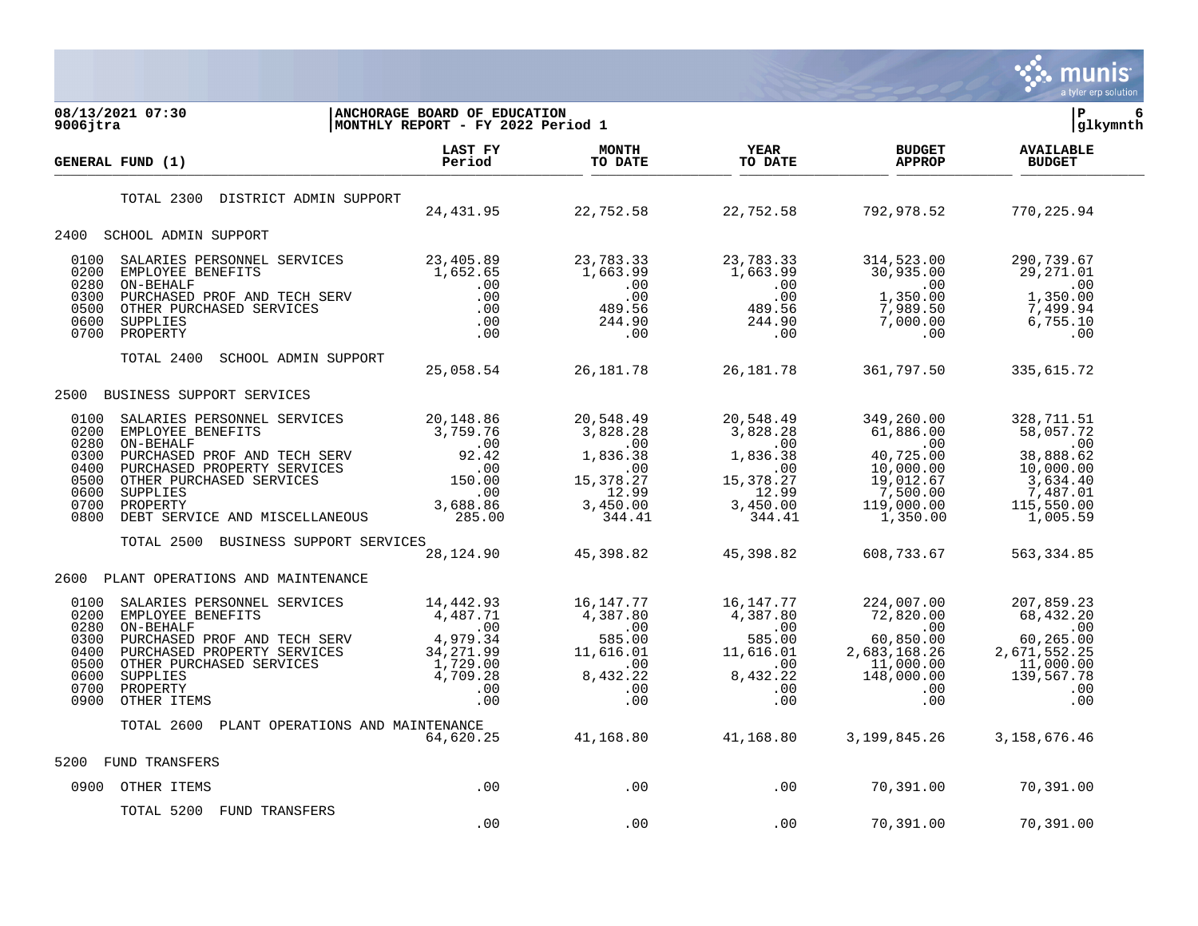08/13/2021 07:30 — ANCHORAGE BOARD OF EDUCATION
9006jtra — MONTHLY REPORT - FY 2022 Period 1

| GENERAL FUND (1) | | LAST FY Period | MONTH TO DATE | YEAR TO DATE | BUDGET APPROP | AVAILABLE BUDGET |
|---|---|---|---|---|---|---|
| | TOTAL 2300 DISTRICT ADMIN SUPPORT | 24,431.95 | 22,752.58 | 22,752.58 | 792,978.52 | 770,225.94 |
| 2400 | SCHOOL ADMIN SUPPORT | | | | | |
| 0100 | SALARIES PERSONNEL SERVICES | 23,405.89 | 23,783.33 | 23,783.33 | 314,523.00 | 290,739.67 |
| 0200 | EMPLOYEE BENEFITS | 1,652.65 | 1,663.99 | 1,663.99 | 30,935.00 | 29,271.01 |
| 0280 | ON-BEHALF | .00 | .00 | .00 | .00 | .00 |
| 0300 | PURCHASED PROF AND TECH SERV | .00 | .00 | .00 | 1,350.00 | 1,350.00 |
| 0500 | OTHER PURCHASED SERVICES | .00 | 489.56 | 489.56 | 7,989.50 | 7,499.94 |
| 0600 | SUPPLIES | .00 | 244.90 | 244.90 | 7,000.00 | 6,755.10 |
| 0700 | PROPERTY | .00 | .00 | .00 | .00 | .00 |
| | TOTAL 2400 SCHOOL ADMIN SUPPORT | 25,058.54 | 26,181.78 | 26,181.78 | 361,797.50 | 335,615.72 |
| 2500 | BUSINESS SUPPORT SERVICES | | | | | |
| 0100 | SALARIES PERSONNEL SERVICES | 20,148.86 | 20,548.49 | 20,548.49 | 349,260.00 | 328,711.51 |
| 0200 | EMPLOYEE BENEFITS | 3,759.76 | 3,828.28 | 3,828.28 | 61,886.00 | 58,057.72 |
| 0280 | ON-BEHALF | .00 | .00 | .00 | .00 | .00 |
| 0300 | PURCHASED PROF AND TECH SERV | 92.42 | 1,836.38 | 1,836.38 | 40,725.00 | 38,888.62 |
| 0400 | PURCHASED PROPERTY SERVICES | .00 | .00 | .00 | 10,000.00 | 10,000.00 |
| 0500 | OTHER PURCHASED SERVICES | 150.00 | 15,378.27 | 15,378.27 | 19,012.67 | 3,634.40 |
| 0600 | SUPPLIES | .00 | 12.99 | 12.99 | 7,500.00 | 7,487.01 |
| 0700 | PROPERTY | 3,688.86 | 3,450.00 | 3,450.00 | 119,000.00 | 115,550.00 |
| 0800 | DEBT SERVICE AND MISCELLANEOUS | 285.00 | 344.41 | 344.41 | 1,350.00 | 1,005.59 |
| | TOTAL 2500 BUSINESS SUPPORT SERVICES | 28,124.90 | 45,398.82 | 45,398.82 | 608,733.67 | 563,334.85 |
| 2600 | PLANT OPERATIONS AND MAINTENANCE | | | | | |
| 0100 | SALARIES PERSONNEL SERVICES | 14,442.93 | 16,147.77 | 16,147.77 | 224,007.00 | 207,859.23 |
| 0200 | EMPLOYEE BENEFITS | 4,487.71 | 4,387.80 | 4,387.80 | 72,820.00 | 68,432.20 |
| 0280 | ON-BEHALF | .00 | .00 | .00 | .00 | .00 |
| 0300 | PURCHASED PROF AND TECH SERV | 4,979.34 | 585.00 | 585.00 | 60,850.00 | 60,265.00 |
| 0400 | PURCHASED PROPERTY SERVICES | 34,271.99 | 11,616.01 | 11,616.01 | 2,683,168.26 | 2,671,552.25 |
| 0500 | OTHER PURCHASED SERVICES | 1,729.00 | .00 | .00 | 11,000.00 | 11,000.00 |
| 0600 | SUPPLIES | 4,709.28 | 8,432.22 | 8,432.22 | 148,000.00 | 139,567.78 |
| 0700 | PROPERTY | .00 | .00 | .00 | .00 | .00 |
| 0900 | OTHER ITEMS | .00 | .00 | .00 | .00 | .00 |
| | TOTAL 2600 PLANT OPERATIONS AND MAINTENANCE | 64,620.25 | 41,168.80 | 41,168.80 | 3,199,845.26 | 3,158,676.46 |
| 5200 | FUND TRANSFERS | | | | | |
| 0900 | OTHER ITEMS | .00 | .00 | .00 | 70,391.00 | 70,391.00 |
| | TOTAL 5200 FUND TRANSFERS | .00 | .00 | .00 | 70,391.00 | 70,391.00 |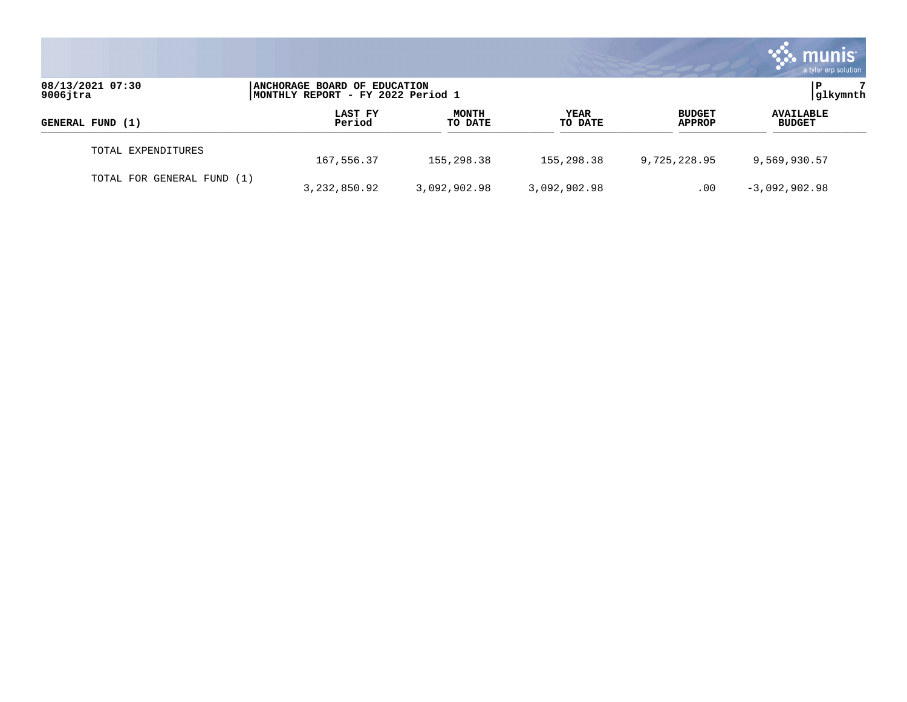| GENERAL FUND (1) | LAST FY Period | MONTH TO DATE | YEAR TO DATE | BUDGET APPROP | AVAILABLE BUDGET |
|---|---|---|---|---|---|
| TOTAL EXPENDITURES | 167,556.37 | 155,298.38 | 155,298.38 | 9,725,228.95 | 9,569,930.57 |
| TOTAL FOR GENERAL FUND (1) | 3,232,850.92 | 3,092,902.98 | 3,092,902.98 | .00 | -3,092,902.98 |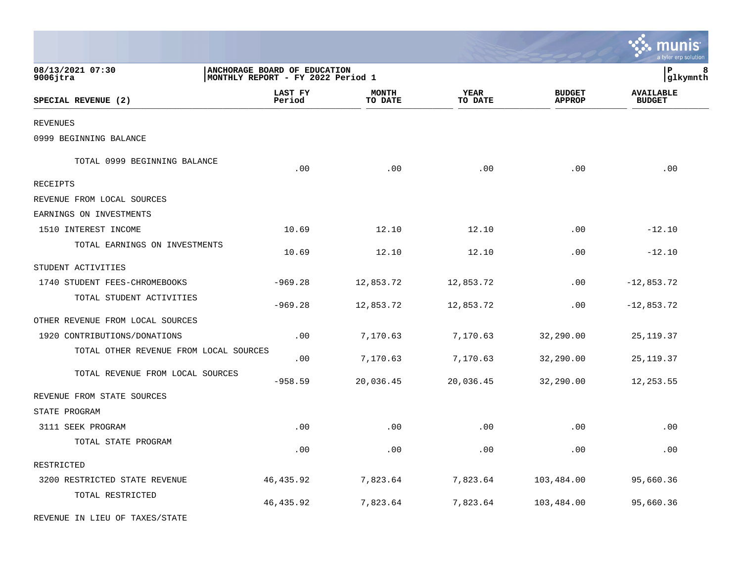08/13/2021 07:30
9006jtra

**ANCHORAGE BOARD OF EDUCATION**
**MONTHLY REPORT - FY 2022 Period 1**

P 8
glkymnth

| SPECIAL REVENUE (2) | LAST FY Period | MONTH TO DATE | YEAR TO DATE | BUDGET APPROP | AVAILABLE BUDGET |
|---|---|---|---|---|---|
| REVENUES | | | | | |
| 0999 BEGINNING BALANCE | | | | | |
| TOTAL 0999 BEGINNING BALANCE | .00 | .00 | .00 | .00 | .00 |
| RECEIPTS | | | | | |
| REVENUE FROM LOCAL SOURCES | | | | | |
| EARNINGS ON INVESTMENTS | | | | | |
| 1510 INTEREST INCOME | 10.69 | 12.10 | 12.10 | .00 | -12.10 |
| TOTAL EARNINGS ON INVESTMENTS | 10.69 | 12.10 | 12.10 | .00 | -12.10 |
| STUDENT ACTIVITIES | | | | | |
| 1740 STUDENT FEES-CHROMEBOOKS | -969.28 | 12,853.72 | 12,853.72 | .00 | -12,853.72 |
| TOTAL STUDENT ACTIVITIES | -969.28 | 12,853.72 | 12,853.72 | .00 | -12,853.72 |
| OTHER REVENUE FROM LOCAL SOURCES | | | | | |
| 1920 CONTRIBUTIONS/DONATIONS | .00 | 7,170.63 | 7,170.63 | 32,290.00 | 25,119.37 |
| TOTAL OTHER REVENUE FROM LOCAL SOURCES | .00 | 7,170.63 | 7,170.63 | 32,290.00 | 25,119.37 |
| TOTAL REVENUE FROM LOCAL SOURCES | -958.59 | 20,036.45 | 20,036.45 | 32,290.00 | 12,253.55 |
| REVENUE FROM STATE SOURCES | | | | | |
| STATE PROGRAM | | | | | |
| 3111 SEEK PROGRAM | .00 | .00 | .00 | .00 | .00 |
| TOTAL STATE PROGRAM | .00 | .00 | .00 | .00 | .00 |
| RESTRICTED | | | | | |
| 3200 RESTRICTED STATE REVENUE | 46,435.92 | 7,823.64 | 7,823.64 | 103,484.00 | 95,660.36 |
| TOTAL RESTRICTED | 46,435.92 | 7,823.64 | 7,823.64 | 103,484.00 | 95,660.36 |
| REVENUE IN LIEU OF TAXES/STATE | | | | | |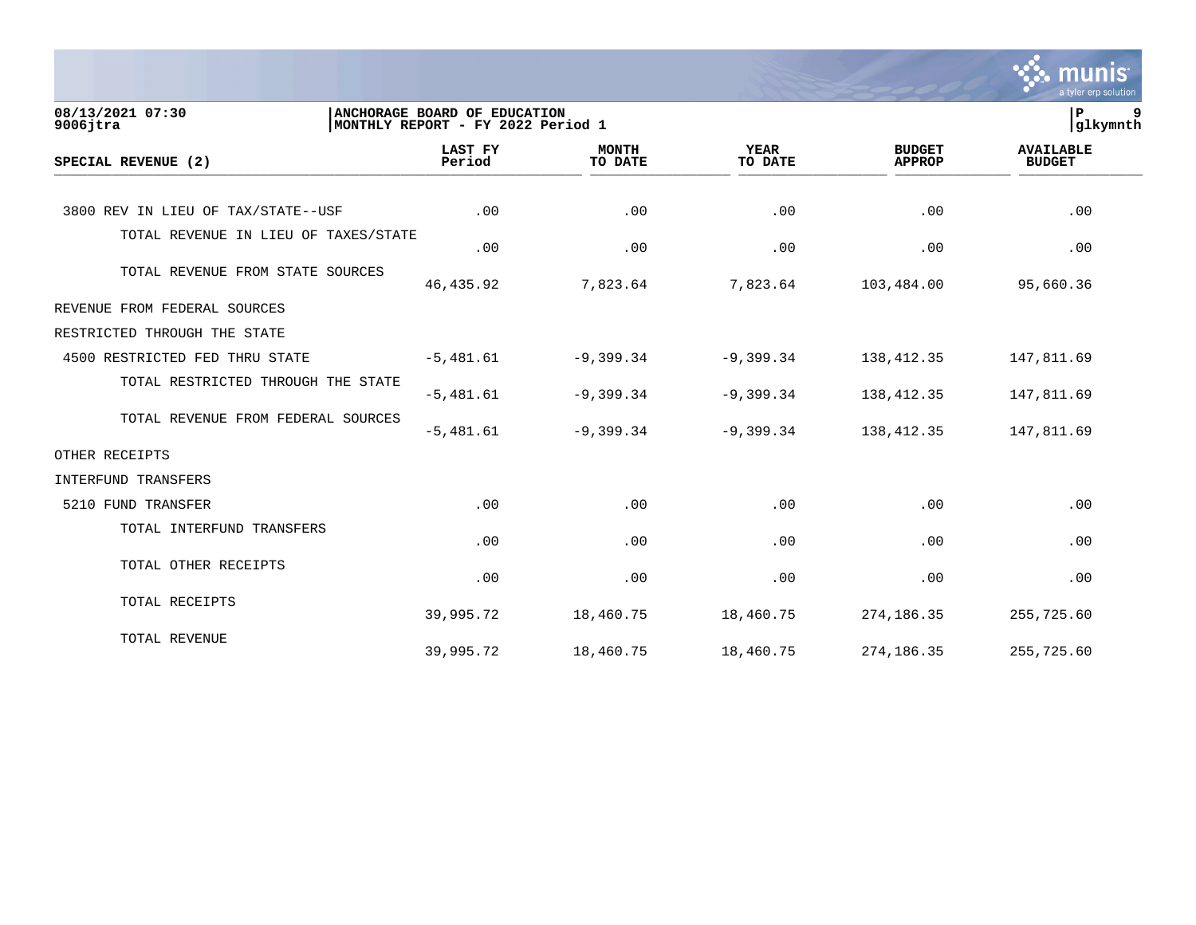**08/13/2021 07:30**
**9006jtra**

**ANCHORAGE BOARD OF EDUCATION**
**MONTHLY REPORT - FY 2022 Period 1**

**P 9**
**glkymnth**

| SPECIAL REVENUE (2) | LAST FY Period | MONTH TO DATE | YEAR TO DATE | BUDGET APPROP | AVAILABLE BUDGET |
|---|---|---|---|---|---|
| 3800 REV IN LIEU OF TAX/STATE--USF | .00 | .00 | .00 | .00 | .00 |
| TOTAL REVENUE IN LIEU OF TAXES/STATE | .00 | .00 | .00 | .00 | .00 |
| TOTAL REVENUE FROM STATE SOURCES | 46,435.92 | 7,823.64 | 7,823.64 | 103,484.00 | 95,660.36 |
| REVENUE FROM FEDERAL SOURCES | | | | | |
| RESTRICTED THROUGH THE STATE | | | | | |
| 4500 RESTRICTED FED THRU STATE | -5,481.61 | -9,399.34 | -9,399.34 | 138,412.35 | 147,811.69 |
| TOTAL RESTRICTED THROUGH THE STATE | -5,481.61 | -9,399.34 | -9,399.34 | 138,412.35 | 147,811.69 |
| TOTAL REVENUE FROM FEDERAL SOURCES | -5,481.61 | -9,399.34 | -9,399.34 | 138,412.35 | 147,811.69 |
| OTHER RECEIPTS | | | | | |
| INTERFUND TRANSFERS | | | | | |
| 5210 FUND TRANSFER | .00 | .00 | .00 | .00 | .00 |
| TOTAL INTERFUND TRANSFERS | .00 | .00 | .00 | .00 | .00 |
| TOTAL OTHER RECEIPTS | .00 | .00 | .00 | .00 | .00 |
| TOTAL RECEIPTS | 39,995.72 | 18,460.75 | 18,460.75 | 274,186.35 | 255,725.60 |
| TOTAL REVENUE | 39,995.72 | 18,460.75 | 18,460.75 | 274,186.35 | 255,725.60 |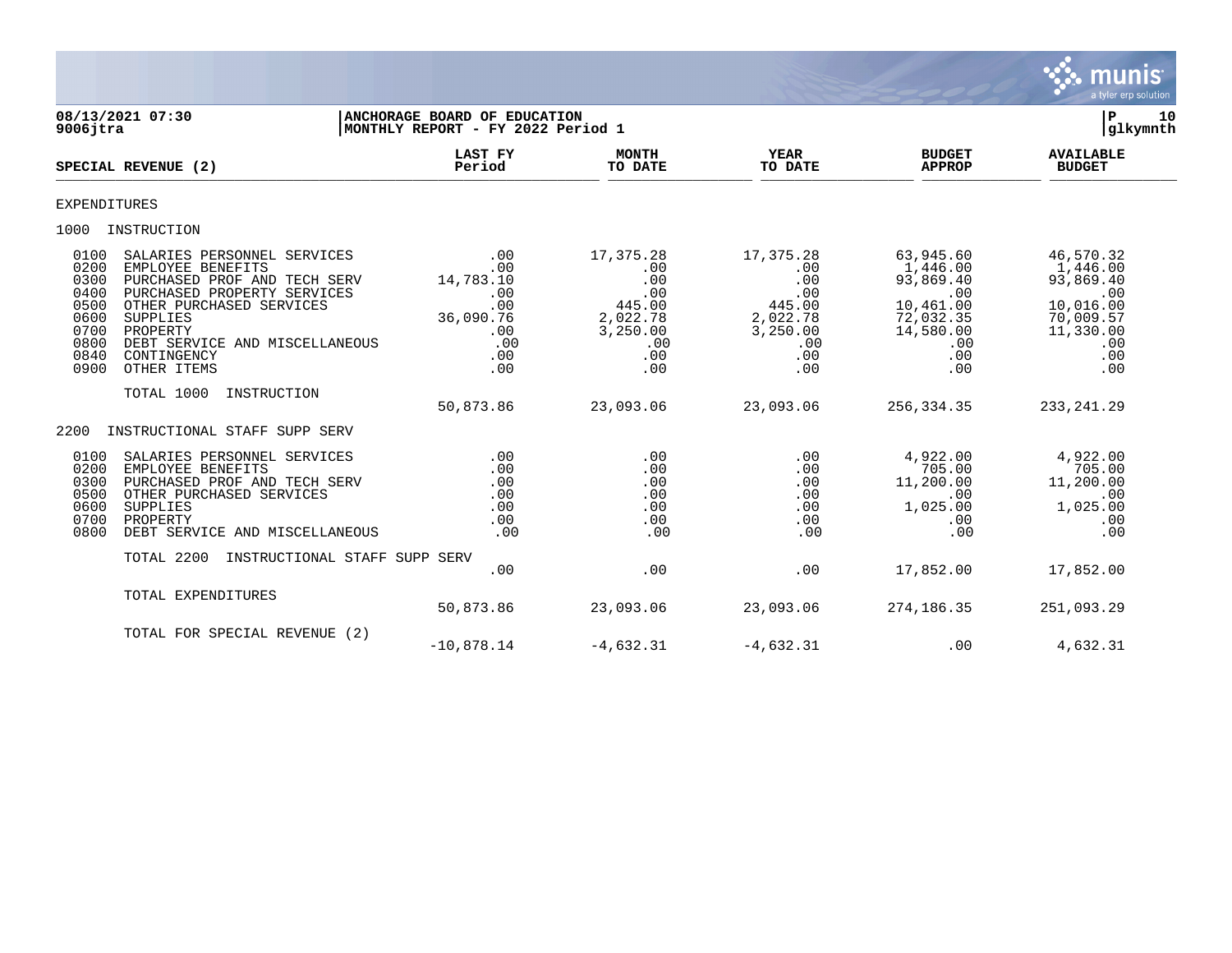**08/13/2021 07:30**
**9006jtra**

**ANCHORAGE BOARD OF EDUCATION**
**MONTHLY REPORT - FY 2022 Period 1**

**P 10**
**glkymnth**

| SPECIAL REVENUE (2) | LAST FY Period | MONTH TO DATE | YEAR TO DATE | BUDGET APPROP | AVAILABLE BUDGET |
|---|---|---|---|---|---|
| **EXPENDITURES** | | | | | |
| **1000 INSTRUCTION** | | | | | |
| 0100 SALARIES PERSONNEL SERVICES | .00 | 17,375.28 | 17,375.28 | 63,945.60 | 46,570.32 |
| 0200 EMPLOYEE BENEFITS | .00 | .00 | .00 | 1,446.00 | 1,446.00 |
| 0300 PURCHASED PROF AND TECH SERV | 14,783.10 | .00 | .00 | 93,869.40 | 93,869.40 |
| 0400 PURCHASED PROPERTY SERVICES | .00 | .00 | .00 | .00 | .00 |
| 0500 OTHER PURCHASED SERVICES | .00 | 445.00 | 445.00 | 10,461.00 | 10,016.00 |
| 0600 SUPPLIES | 36,090.76 | 2,022.78 | 2,022.78 | 72,032.35 | 70,009.57 |
| 0700 PROPERTY | .00 | 3,250.00 | 3,250.00 | 14,580.00 | 11,330.00 |
| 0800 DEBT SERVICE AND MISCELLANEOUS | .00 | .00 | .00 | .00 | .00 |
| 0840 CONTINGENCY | .00 | .00 | .00 | .00 | .00 |
| 0900 OTHER ITEMS | .00 | .00 | .00 | .00 | .00 |
| TOTAL 1000 INSTRUCTION | 50,873.86 | 23,093.06 | 23,093.06 | 256,334.35 | 233,241.29 |
| **2200 INSTRUCTIONAL STAFF SUPP SERV** | | | | | |
| 0100 SALARIES PERSONNEL SERVICES | .00 | .00 | .00 | 4,922.00 | 4,922.00 |
| 0200 EMPLOYEE BENEFITS | .00 | .00 | .00 | 705.00 | 705.00 |
| 0300 PURCHASED PROF AND TECH SERV | .00 | .00 | .00 | 11,200.00 | 11,200.00 |
| 0500 OTHER PURCHASED SERVICES | .00 | .00 | .00 | .00 | .00 |
| 0600 SUPPLIES | .00 | .00 | .00 | 1,025.00 | 1,025.00 |
| 0700 PROPERTY | .00 | .00 | .00 | .00 | .00 |
| 0800 DEBT SERVICE AND MISCELLANEOUS | .00 | .00 | .00 | .00 | .00 |
| TOTAL 2200 INSTRUCTIONAL STAFF SUPP SERV | .00 | .00 | .00 | 17,852.00 | 17,852.00 |
| TOTAL EXPENDITURES | 50,873.86 | 23,093.06 | 23,093.06 | 274,186.35 | 251,093.29 |
| TOTAL FOR SPECIAL REVENUE (2) | -10,878.14 | -4,632.31 | -4,632.31 | .00 | 4,632.31 |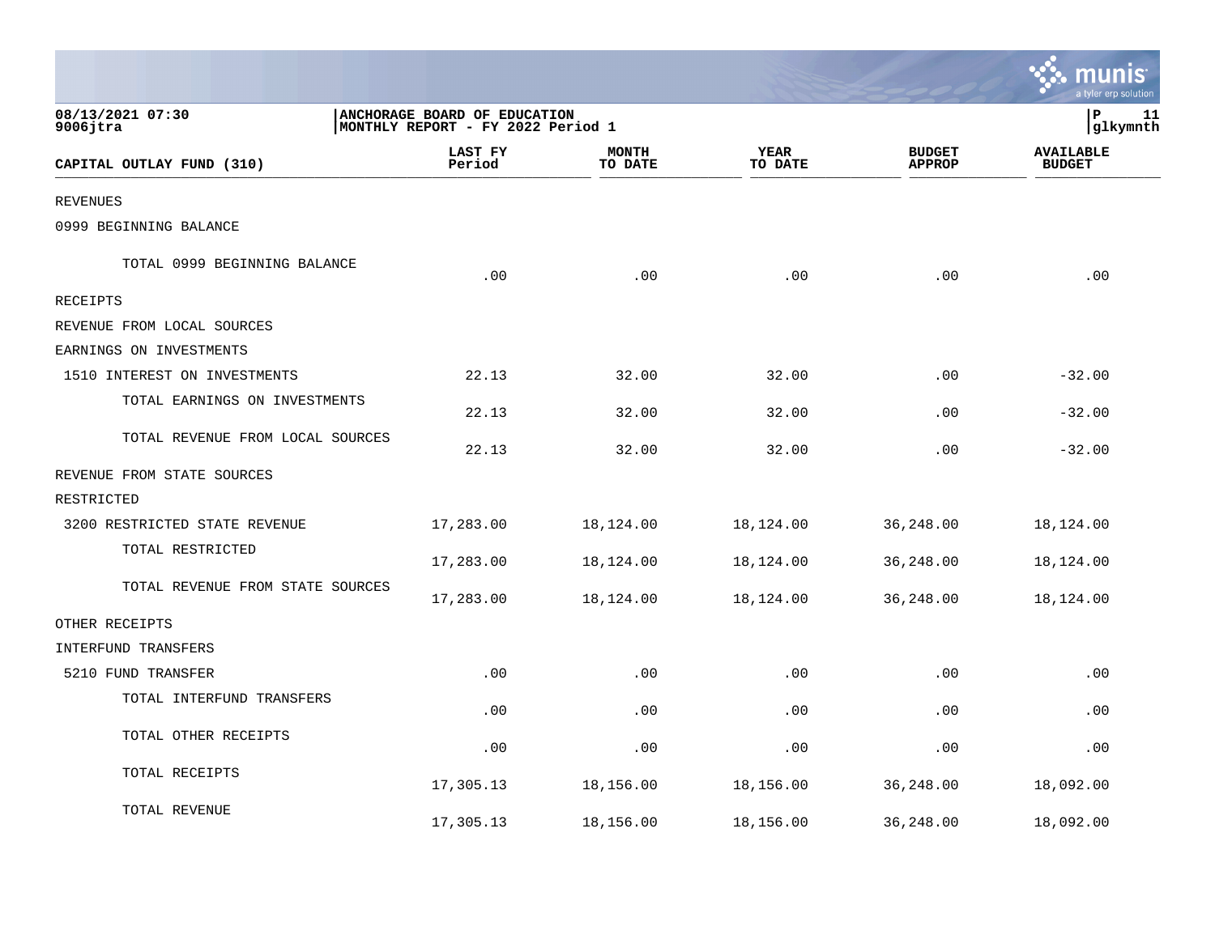08/13/2021 07:30
9006jtra

**ANCHORAGE BOARD OF EDUCATION**
**MONTHLY REPORT - FY 2022 Period 1**

P 11
glkymnth

| CAPITAL OUTLAY FUND (310) | LAST FY Period | MONTH TO DATE | YEAR TO DATE | BUDGET APPROP | AVAILABLE BUDGET |
|---|---|---|---|---|---|
| REVENUES | | | | | |
| 0999 BEGINNING BALANCE | | | | | |
| TOTAL 0999 BEGINNING BALANCE | .00 | .00 | .00 | .00 | .00 |
| RECEIPTS | | | | | |
| REVENUE FROM LOCAL SOURCES | | | | | |
| EARNINGS ON INVESTMENTS | | | | | |
| 1510 INTEREST ON INVESTMENTS | 22.13 | 32.00 | 32.00 | .00 | -32.00 |
| TOTAL EARNINGS ON INVESTMENTS | 22.13 | 32.00 | 32.00 | .00 | -32.00 |
| TOTAL REVENUE FROM LOCAL SOURCES | 22.13 | 32.00 | 32.00 | .00 | -32.00 |
| REVENUE FROM STATE SOURCES | | | | | |
| RESTRICTED | | | | | |
| 3200 RESTRICTED STATE REVENUE | 17,283.00 | 18,124.00 | 18,124.00 | 36,248.00 | 18,124.00 |
| TOTAL RESTRICTED | 17,283.00 | 18,124.00 | 18,124.00 | 36,248.00 | 18,124.00 |
| TOTAL REVENUE FROM STATE SOURCES | 17,283.00 | 18,124.00 | 18,124.00 | 36,248.00 | 18,124.00 |
| OTHER RECEIPTS | | | | | |
| INTERFUND TRANSFERS | | | | | |
| 5210 FUND TRANSFER | .00 | .00 | .00 | .00 | .00 |
| TOTAL INTERFUND TRANSFERS | .00 | .00 | .00 | .00 | .00 |
| TOTAL OTHER RECEIPTS | .00 | .00 | .00 | .00 | .00 |
| TOTAL RECEIPTS | 17,305.13 | 18,156.00 | 18,156.00 | 36,248.00 | 18,092.00 |
| TOTAL REVENUE | 17,305.13 | 18,156.00 | 18,156.00 | 36,248.00 | 18,092.00 |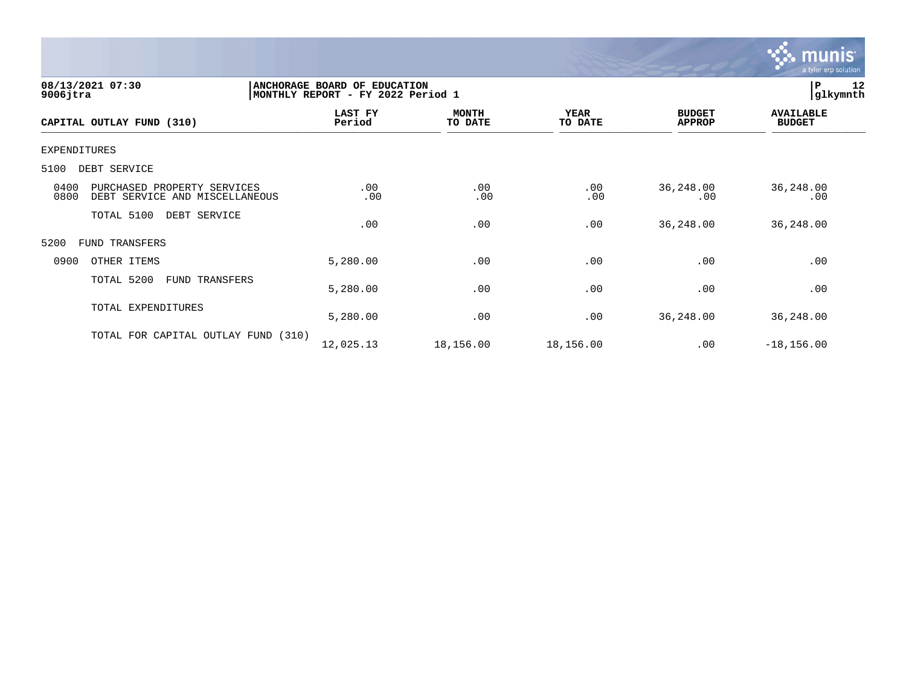08/13/2021 07:30
9006jtra

**ANCHORAGE BOARD OF EDUCATION**
**MONTHLY REPORT - FY 2022 Period 1**

glkymnth

| CAPITAL OUTLAY FUND (310) | LAST FY Period | MONTH TO DATE | YEAR TO DATE | BUDGET APPROP | AVAILABLE BUDGET |
|---|---|---|---|---|---|
| EXPENDITURES | | | | | |
| 5100 DEBT SERVICE | | | | | |
| 0400 PURCHASED PROPERTY SERVICES | .00 | .00 | .00 | 36,248.00 | 36,248.00 |
| 0800 DEBT SERVICE AND MISCELLANEOUS | .00 | .00 | .00 | .00 | .00 |
| TOTAL 5100 DEBT SERVICE | .00 | .00 | .00 | 36,248.00 | 36,248.00 |
| 5200 FUND TRANSFERS | | | | | |
| 0900 OTHER ITEMS | 5,280.00 | .00 | .00 | .00 | .00 |
| TOTAL 5200 FUND TRANSFERS | 5,280.00 | .00 | .00 | .00 | .00 |
| TOTAL EXPENDITURES | 5,280.00 | .00 | .00 | 36,248.00 | 36,248.00 |
| TOTAL FOR CAPITAL OUTLAY FUND (310) | 12,025.13 | 18,156.00 | 18,156.00 | .00 | -18,156.00 |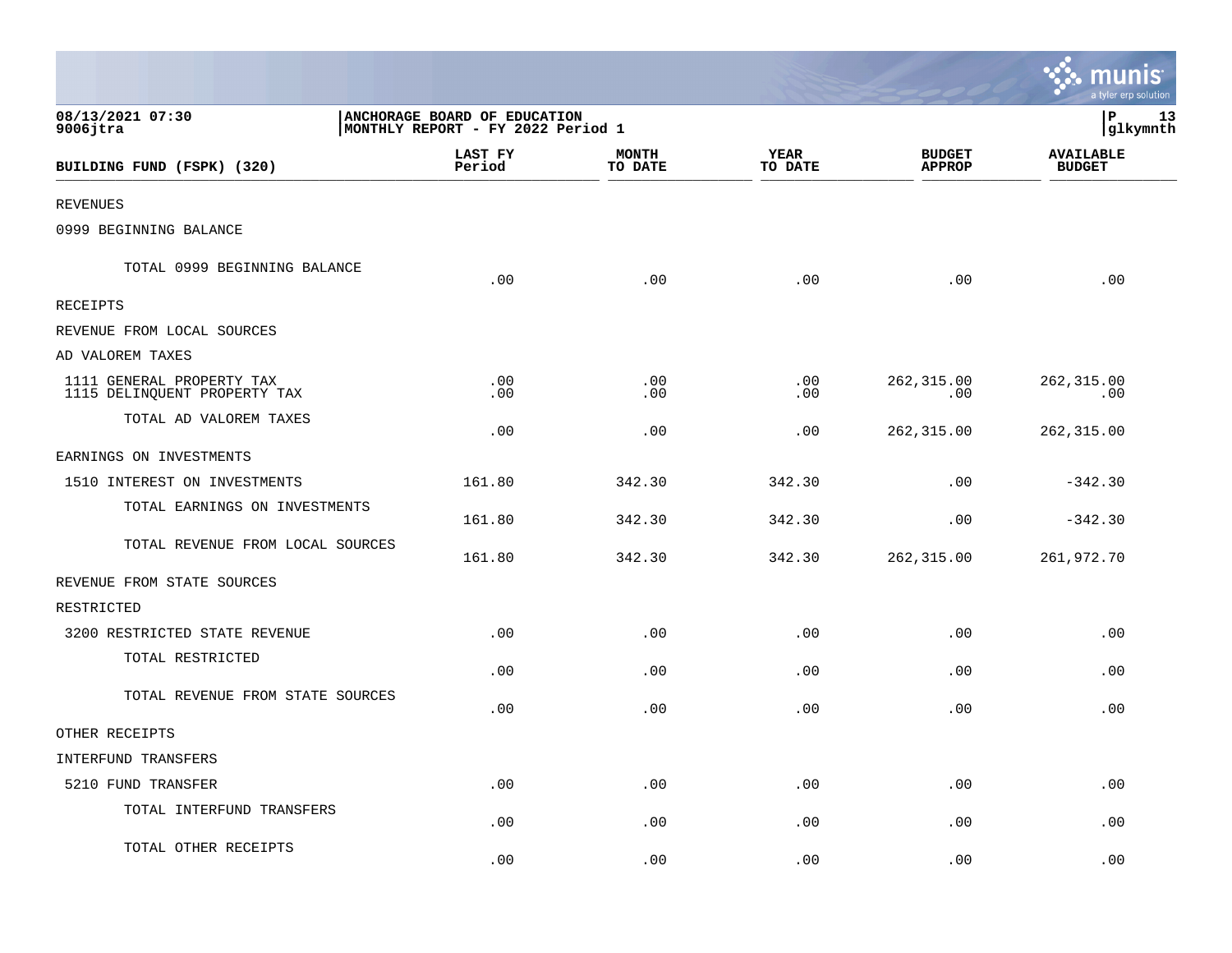08/13/2021 07:30
9006jtra

**ANCHORAGE BOARD OF EDUCATION**
**MONTHLY REPORT - FY 2022 Period 1**

P 13
glkymnth

| BUILDING FUND (FSPK) (320) | LAST FY Period | MONTH TO DATE | YEAR TO DATE | BUDGET APPROP | AVAILABLE BUDGET |
|---|---|---|---|---|---|
| REVENUES | | | | | |
| 0999 BEGINNING BALANCE | | | | | |
| TOTAL 0999 BEGINNING BALANCE | .00 | .00 | .00 | .00 | .00 |
| RECEIPTS | | | | | |
| REVENUE FROM LOCAL SOURCES | | | | | |
| AD VALOREM TAXES | | | | | |
| 1111 GENERAL PROPERTY TAX | .00 | .00 | .00 | 262,315.00 | 262,315.00 |
| 1115 DELINQUENT PROPERTY TAX | .00 | .00 | .00 | .00 | .00 |
| TOTAL AD VALOREM TAXES | .00 | .00 | .00 | 262,315.00 | 262,315.00 |
| EARNINGS ON INVESTMENTS | | | | | |
| 1510 INTEREST ON INVESTMENTS | 161.80 | 342.30 | 342.30 | .00 | -342.30 |
| TOTAL EARNINGS ON INVESTMENTS | 161.80 | 342.30 | 342.30 | .00 | -342.30 |
| TOTAL REVENUE FROM LOCAL SOURCES | 161.80 | 342.30 | 342.30 | 262,315.00 | 261,972.70 |
| REVENUE FROM STATE SOURCES | | | | | |
| RESTRICTED | | | | | |
| 3200 RESTRICTED STATE REVENUE | .00 | .00 | .00 | .00 | .00 |
| TOTAL RESTRICTED | .00 | .00 | .00 | .00 | .00 |
| TOTAL REVENUE FROM STATE SOURCES | .00 | .00 | .00 | .00 | .00 |
| OTHER RECEIPTS | | | | | |
| INTERFUND TRANSFERS | | | | | |
| 5210 FUND TRANSFER | .00 | .00 | .00 | .00 | .00 |
| TOTAL INTERFUND TRANSFERS | .00 | .00 | .00 | .00 | .00 |
| TOTAL OTHER RECEIPTS | .00 | .00 | .00 | .00 | .00 |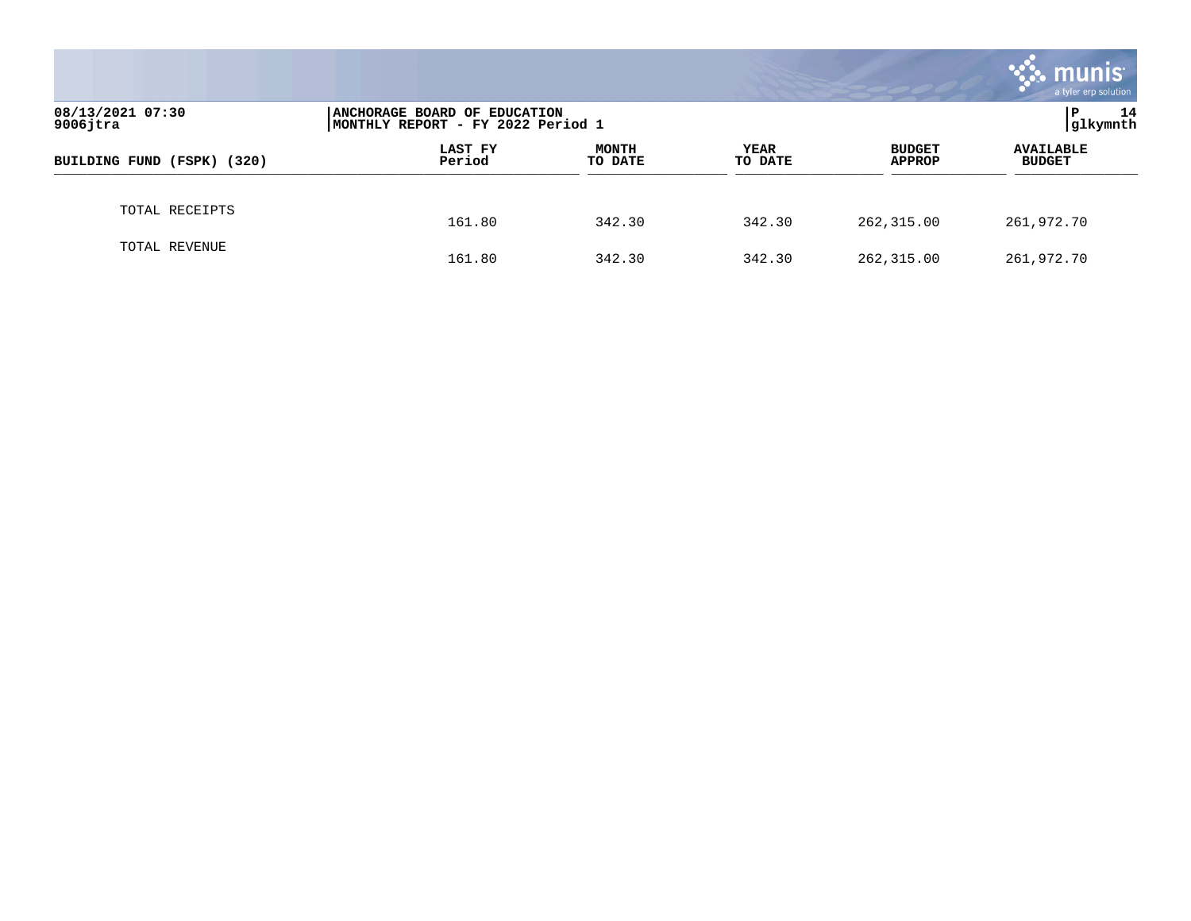| BUILDING FUND (FSPK) (320) | LAST FY Period | MONTH TO DATE | YEAR TO DATE | BUDGET APPROP | AVAILABLE BUDGET |
|---|---|---|---|---|---|
| TOTAL RECEIPTS | 161.80 | 342.30 | 342.30 | 262,315.00 | 261,972.70 |
| TOTAL REVENUE | 161.80 | 342.30 | 342.30 | 262,315.00 | 261,972.70 |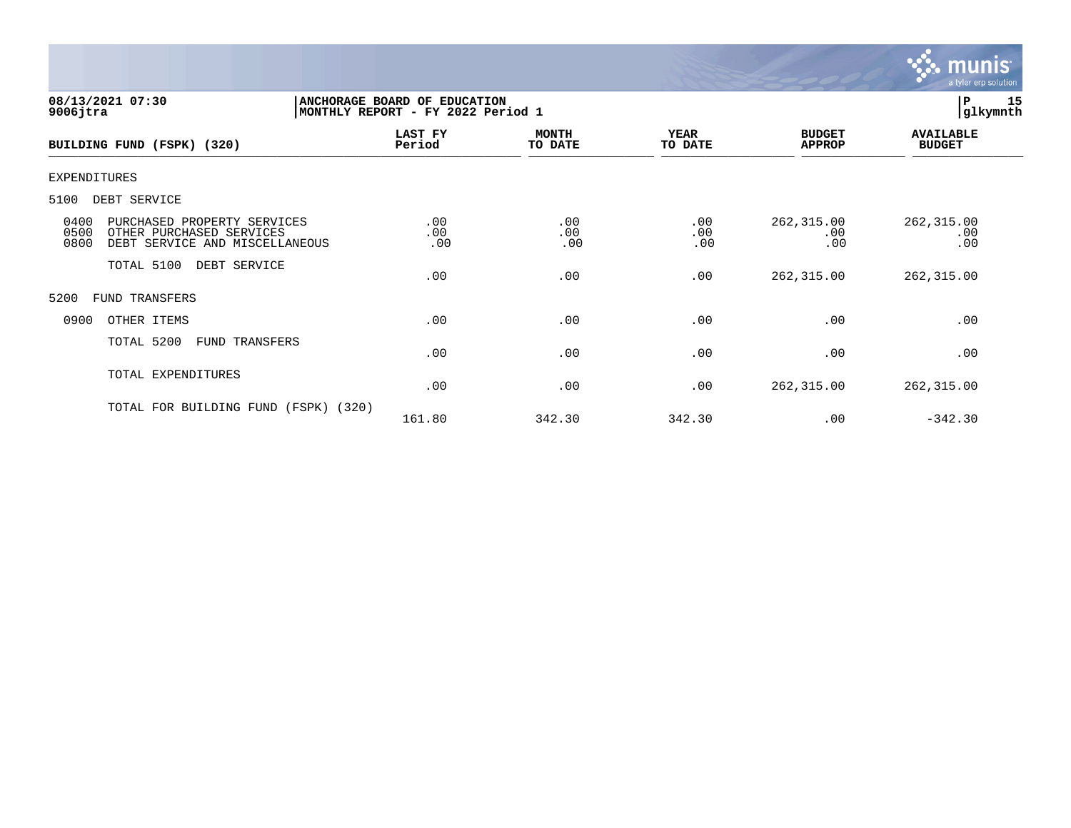08/13/2021 07:30
9006jtra

ANCHORAGE BOARD OF EDUCATION
MONTHLY REPORT - FY 2022 Period 1

P 15
glkymnth

| BUILDING FUND (FSPK) (320) | LAST FY Period | MONTH TO DATE | YEAR TO DATE | BUDGET APPROP | AVAILABLE BUDGET |
|---|---|---|---|---|---|
| EXPENDITURES | | | | | |
| 5100 DEBT SERVICE | | | | | |
| 0400 PURCHASED PROPERTY SERVICES | .00 | .00 | .00 | 262,315.00 | 262,315.00 |
| 0500 OTHER PURCHASED SERVICES | .00 | .00 | .00 | .00 | .00 |
| 0800 DEBT SERVICE AND MISCELLANEOUS | .00 | .00 | .00 | .00 | .00 |
| TOTAL 5100 DEBT SERVICE | .00 | .00 | .00 | 262,315.00 | 262,315.00 |
| 5200 FUND TRANSFERS | | | | | |
| 0900 OTHER ITEMS | .00 | .00 | .00 | .00 | .00 |
| TOTAL 5200 FUND TRANSFERS | .00 | .00 | .00 | .00 | .00 |
| TOTAL EXPENDITURES | .00 | .00 | .00 | 262,315.00 | 262,315.00 |
| TOTAL FOR BUILDING FUND (FSPK) (320) | 161.80 | 342.30 | 342.30 | .00 | -342.30 |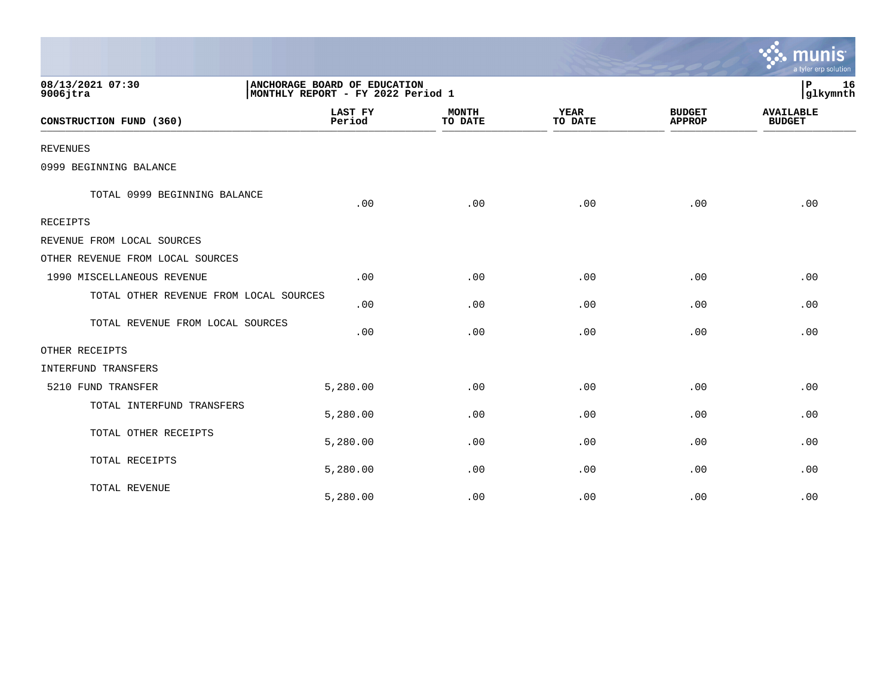08/13/2021 07:30
9006jtra

ANCHORAGE BOARD OF EDUCATION
MONTHLY REPORT - FY 2022 Period 1

P 16
glkymnth

| CONSTRUCTION FUND (360) | LAST FY Period | MONTH TO DATE | YEAR TO DATE | BUDGET APPROP | AVAILABLE BUDGET |
|---|---|---|---|---|---|
| REVENUES | | | | | |
| 0999 BEGINNING BALANCE | | | | | |
| TOTAL 0999 BEGINNING BALANCE | .00 | .00 | .00 | .00 | .00 |
| RECEIPTS | | | | | |
| REVENUE FROM LOCAL SOURCES | | | | | |
| OTHER REVENUE FROM LOCAL SOURCES | | | | | |
| 1990 MISCELLANEOUS REVENUE | .00 | .00 | .00 | .00 | .00 |
| TOTAL OTHER REVENUE FROM LOCAL SOURCES | .00 | .00 | .00 | .00 | .00 |
| TOTAL REVENUE FROM LOCAL SOURCES | .00 | .00 | .00 | .00 | .00 |
| OTHER RECEIPTS | | | | | |
| INTERFUND TRANSFERS | | | | | |
| 5210 FUND TRANSFER | 5,280.00 | .00 | .00 | .00 | .00 |
| TOTAL INTERFUND TRANSFERS | 5,280.00 | .00 | .00 | .00 | .00 |
| TOTAL OTHER RECEIPTS | 5,280.00 | .00 | .00 | .00 | .00 |
| TOTAL RECEIPTS | 5,280.00 | .00 | .00 | .00 | .00 |
| TOTAL REVENUE | 5,280.00 | .00 | .00 | .00 | .00 |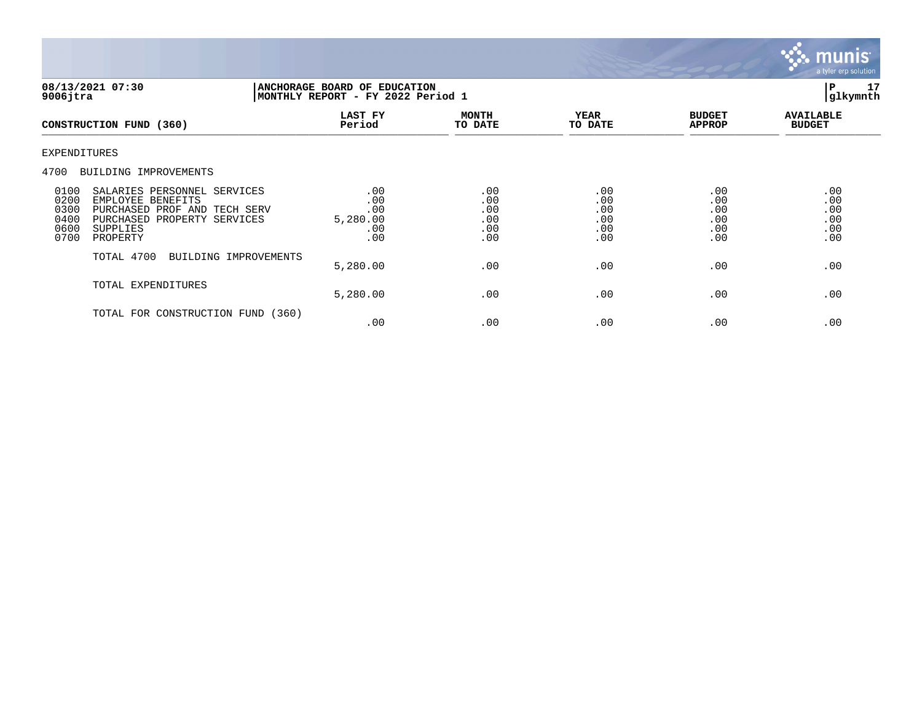**08/13/2021 07:30**
**9006jtra**

**ANCHORAGE BOARD OF EDUCATION**
**MONTHLY REPORT - FY 2022 Period 1**

**P 17**
**glkymnth**

| CONSTRUCTION FUND (360) | LAST FY Period | MONTH TO DATE | YEAR TO DATE | BUDGET APPROP | AVAILABLE BUDGET |
|---|---|---|---|---|---|
| EXPENDITURES | | | | | |
| 4700 BUILDING IMPROVEMENTS | | | | | |
| 0100 SALARIES PERSONNEL SERVICES | .00 | .00 | .00 | .00 | .00 |
| 0200 EMPLOYEE BENEFITS | .00 | .00 | .00 | .00 | .00 |
| 0300 PURCHASED PROF AND TECH SERV | .00 | .00 | .00 | .00 | .00 |
| 0400 PURCHASED PROPERTY SERVICES | 5,280.00 | .00 | .00 | .00 | .00 |
| 0600 SUPPLIES | .00 | .00 | .00 | .00 | .00 |
| 0700 PROPERTY | .00 | .00 | .00 | .00 | .00 |
| TOTAL 4700 BUILDING IMPROVEMENTS | 5,280.00 | .00 | .00 | .00 | .00 |
| TOTAL EXPENDITURES | 5,280.00 | .00 | .00 | .00 | .00 |
| TOTAL FOR CONSTRUCTION FUND (360) | .00 | .00 | .00 | .00 | .00 |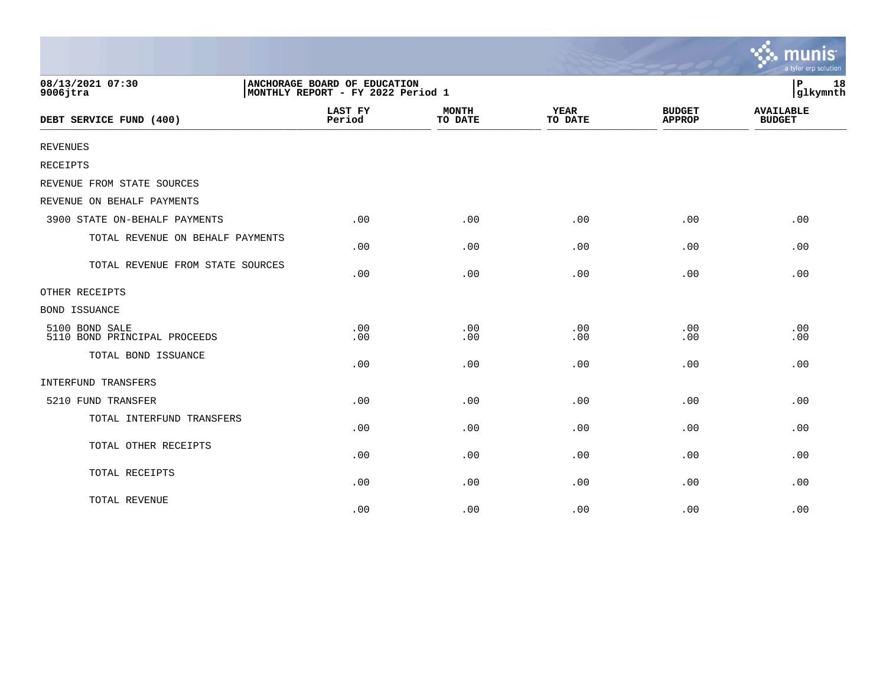08/13/2021 07:30
9006jtra

ANCHORAGE BOARD OF EDUCATION
MONTHLY REPORT - FY 2022 Period 1

P 18
glkymnth

| DEBT SERVICE FUND (400) | LAST FY Period | MONTH TO DATE | YEAR TO DATE | BUDGET APPROP | AVAILABLE BUDGET |
|---|---|---|---|---|---|
| REVENUES | | | | | |
| RECEIPTS | | | | | |
| REVENUE FROM STATE SOURCES | | | | | |
| REVENUE ON BEHALF PAYMENTS | | | | | |
| 3900 STATE ON-BEHALF PAYMENTS | .00 | .00 | .00 | .00 | .00 |
| TOTAL REVENUE ON BEHALF PAYMENTS | .00 | .00 | .00 | .00 | .00 |
| TOTAL REVENUE FROM STATE SOURCES | .00 | .00 | .00 | .00 | .00 |
| OTHER RECEIPTS | | | | | |
| BOND ISSUANCE | | | | | |
| 5100 BOND SALE | .00 | .00 | .00 | .00 | .00 |
| 5110 BOND PRINCIPAL PROCEEDS | .00 | .00 | .00 | .00 | .00 |
| TOTAL BOND ISSUANCE | .00 | .00 | .00 | .00 | .00 |
| INTERFUND TRANSFERS | | | | | |
| 5210 FUND TRANSFER | .00 | .00 | .00 | .00 | .00 |
| TOTAL INTERFUND TRANSFERS | .00 | .00 | .00 | .00 | .00 |
| TOTAL OTHER RECEIPTS | .00 | .00 | .00 | .00 | .00 |
| TOTAL RECEIPTS | .00 | .00 | .00 | .00 | .00 |
| TOTAL REVENUE | .00 | .00 | .00 | .00 | .00 |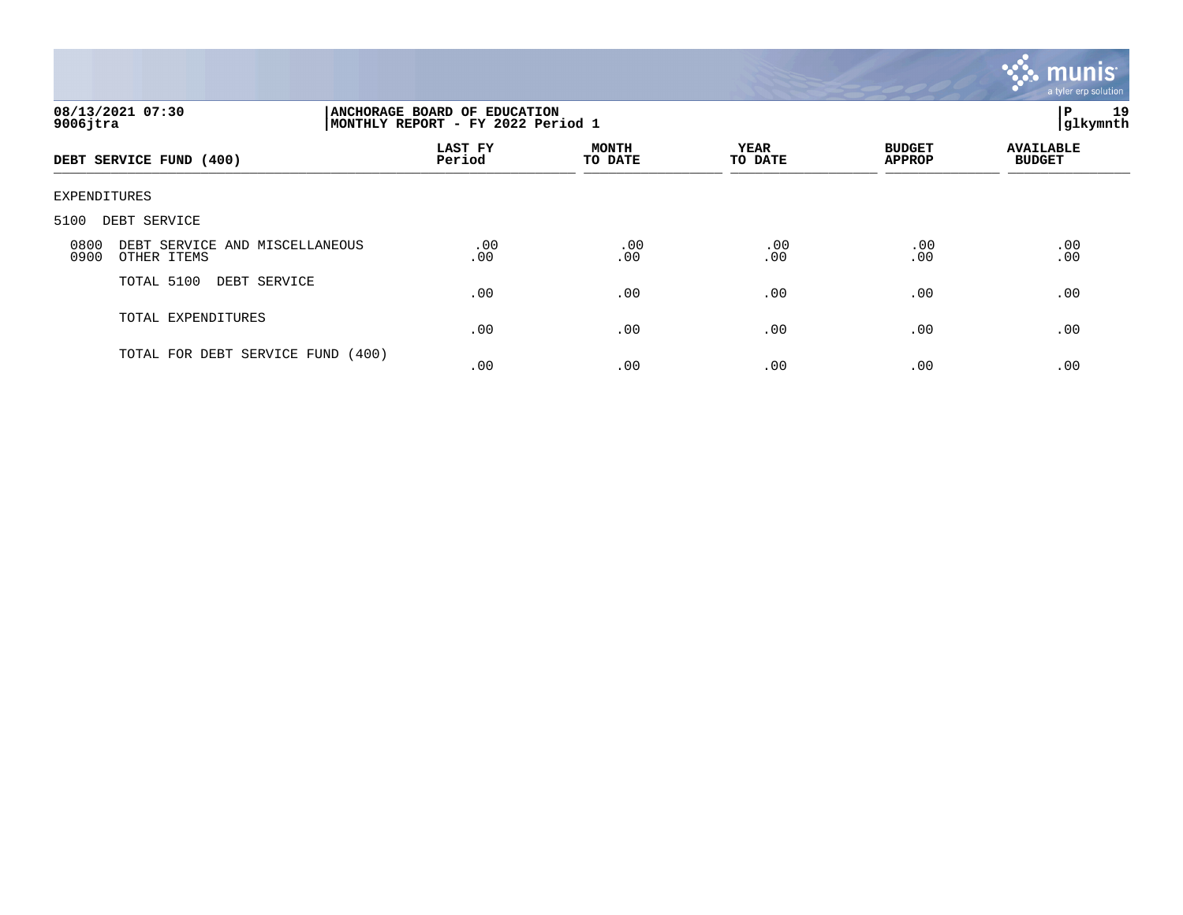08/13/2021 07:30
9006jtra

ANCHORAGE BOARD OF EDUCATION
MONTHLY REPORT - FY 2022 Period 1

| DEBT SERVICE FUND (400) | LAST FY Period | MONTH TO DATE | YEAR TO DATE | BUDGET APPROP | AVAILABLE BUDGET |
|---|---|---|---|---|---|
| EXPENDITURES | | | | | |
| 5100 DEBT SERVICE | | | | | |
| 0800 DEBT SERVICE AND MISCELLANEOUS | .00 | .00 | .00 | .00 | .00 |
| 0900 OTHER ITEMS | .00 | .00 | .00 | .00 | .00 |
| TOTAL 5100 DEBT SERVICE | .00 | .00 | .00 | .00 | .00 |
| TOTAL EXPENDITURES | .00 | .00 | .00 | .00 | .00 |
| TOTAL FOR DEBT SERVICE FUND (400) | .00 | .00 | .00 | .00 | .00 |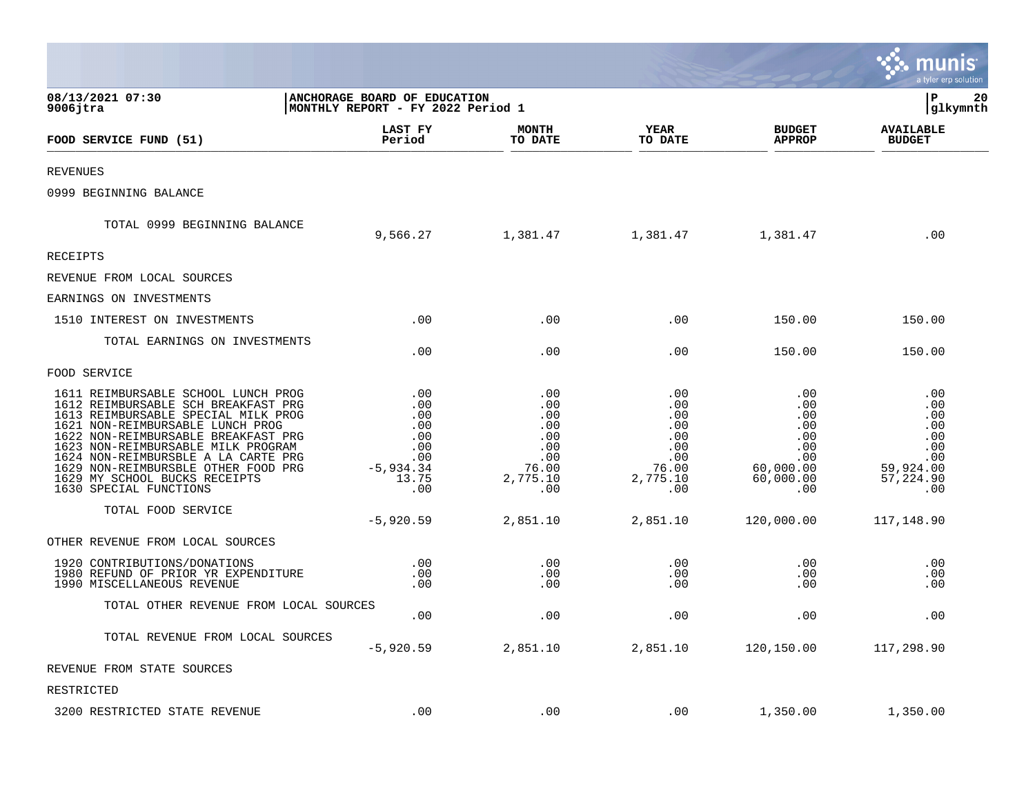08/13/2021 07:30
9006jtra

**ANCHORAGE BOARD OF EDUCATION**
**MONTHLY REPORT - FY 2022 Period 1**

P 20
glkymnth

| FOOD SERVICE FUND (51) | LAST FY Period | MONTH TO DATE | YEAR TO DATE | BUDGET APPROP | AVAILABLE BUDGET |
|---|---|---|---|---|---|
| REVENUES | | | | | |
| 0999 BEGINNING BALANCE | | | | | |
| TOTAL 0999 BEGINNING BALANCE | 9,566.27 | 1,381.47 | 1,381.47 | 1,381.47 | .00 |
| RECEIPTS | | | | | |
| REVENUE FROM LOCAL SOURCES | | | | | |
| EARNINGS ON INVESTMENTS | | | | | |
| 1510 INTEREST ON INVESTMENTS | .00 | .00 | .00 | 150.00 | 150.00 |
| TOTAL EARNINGS ON INVESTMENTS | .00 | .00 | .00 | 150.00 | 150.00 |
| FOOD SERVICE | | | | | |
| 1611 REIMBURSABLE SCHOOL LUNCH PROG | .00 | .00 | .00 | .00 | .00 |
| 1612 REIMBURSABLE SCH BREAKFAST PRG | .00 | .00 | .00 | .00 | .00 |
| 1613 REIMBURSABLE SPECIAL MILK PROG | .00 | .00 | .00 | .00 | .00 |
| 1621 NON-REIMBURSABLE LUNCH PROG | .00 | .00 | .00 | .00 | .00 |
| 1622 NON-REIMBURSABLE BREAKFAST PRG | .00 | .00 | .00 | .00 | .00 |
| 1623 NON-REIMBURSABLE MILK PROGRAM | .00 | .00 | .00 | .00 | .00 |
| 1624 NON-REIMBURSBLE A LA CARTE PRG | .00 | .00 | .00 | .00 | .00 |
| 1629 NON-REIMBURSBLE OTHER FOOD PRG | -5,934.34 | 76.00 | 76.00 | 60,000.00 | 59,924.00 |
| 1629 MY SCHOOL BUCKS RECEIPTS | 13.75 | 2,775.10 | 2,775.10 | 60,000.00 | 57,224.90 |
| 1630 SPECIAL FUNCTIONS | .00 | .00 | .00 | .00 | .00 |
| TOTAL FOOD SERVICE | -5,920.59 | 2,851.10 | 2,851.10 | 120,000.00 | 117,148.90 |
| OTHER REVENUE FROM LOCAL SOURCES | | | | | |
| 1920 CONTRIBUTIONS/DONATIONS | .00 | .00 | .00 | .00 | .00 |
| 1980 REFUND OF PRIOR YR EXPENDITURE | .00 | .00 | .00 | .00 | .00 |
| 1990 MISCELLANEOUS REVENUE | .00 | .00 | .00 | .00 | .00 |
| TOTAL OTHER REVENUE FROM LOCAL SOURCES | .00 | .00 | .00 | .00 | .00 |
| TOTAL REVENUE FROM LOCAL SOURCES | -5,920.59 | 2,851.10 | 2,851.10 | 120,150.00 | 117,298.90 |
| REVENUE FROM STATE SOURCES | | | | | |
| RESTRICTED | | | | | |
| 3200 RESTRICTED STATE REVENUE | .00 | .00 | .00 | 1,350.00 | 1,350.00 |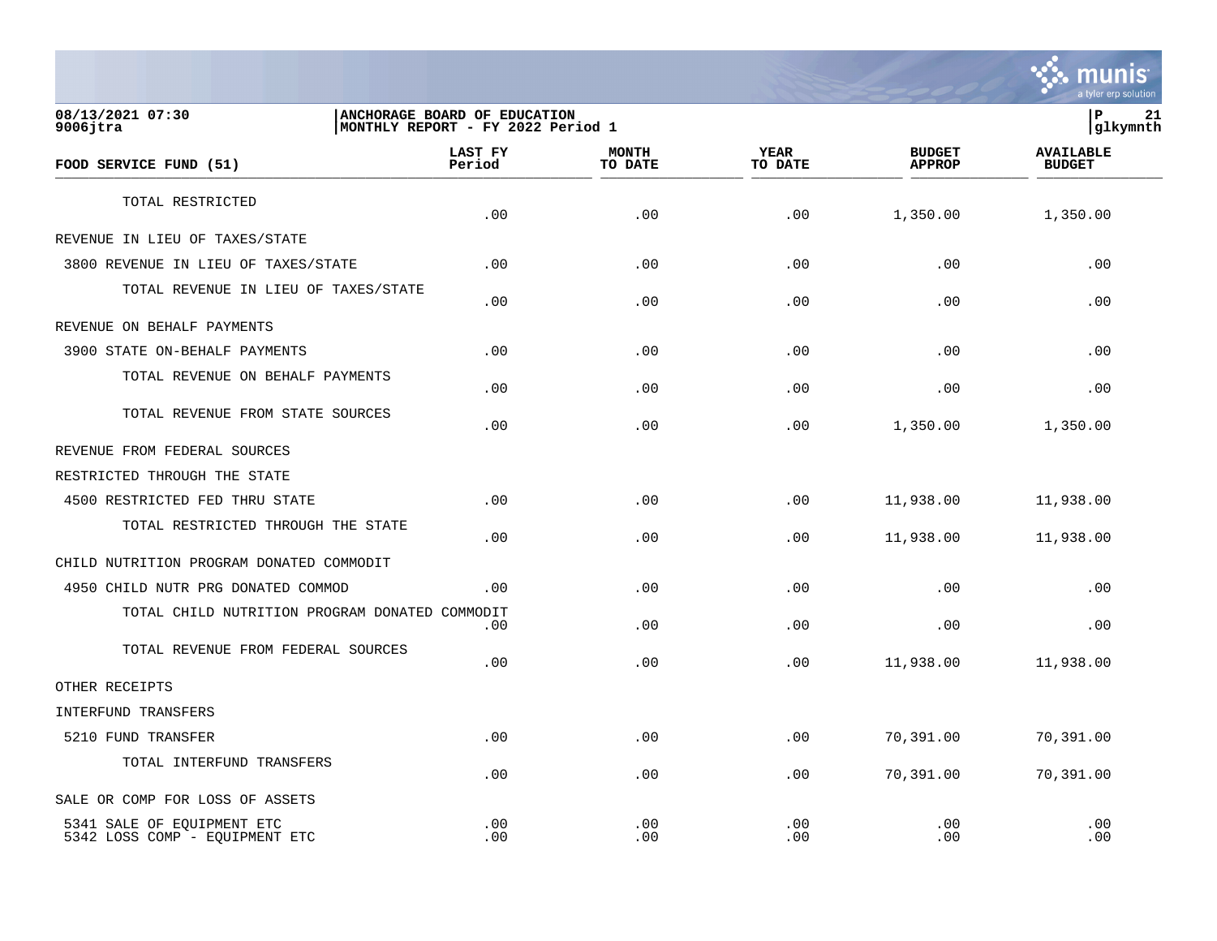08/13/2021 07:30 | ANCHORAGE BOARD OF EDUCATION
9006jtra | MONTHLY REPORT - FY 2022 Period 1

| FOOD SERVICE FUND (51) | LAST FY Period | MONTH TO DATE | YEAR TO DATE | BUDGET APPROP | AVAILABLE BUDGET |
|---|---|---|---|---|---|
| TOTAL RESTRICTED | .00 | .00 | .00 | 1,350.00 | 1,350.00 |
| REVENUE IN LIEU OF TAXES/STATE | | | | | |
| 3800 REVENUE IN LIEU OF TAXES/STATE | .00 | .00 | .00 | .00 | .00 |
| TOTAL REVENUE IN LIEU OF TAXES/STATE | .00 | .00 | .00 | .00 | .00 |
| REVENUE ON BEHALF PAYMENTS | | | | | |
| 3900 STATE ON-BEHALF PAYMENTS | .00 | .00 | .00 | .00 | .00 |
| TOTAL REVENUE ON BEHALF PAYMENTS | .00 | .00 | .00 | .00 | .00 |
| TOTAL REVENUE FROM STATE SOURCES | .00 | .00 | .00 | 1,350.00 | 1,350.00 |
| REVENUE FROM FEDERAL SOURCES | | | | | |
| RESTRICTED THROUGH THE STATE | | | | | |
| 4500 RESTRICTED FED THRU STATE | .00 | .00 | .00 | 11,938.00 | 11,938.00 |
| TOTAL RESTRICTED THROUGH THE STATE | .00 | .00 | .00 | 11,938.00 | 11,938.00 |
| CHILD NUTRITION PROGRAM DONATED COMMODIT | | | | | |
| 4950 CHILD NUTR PRG DONATED COMMOD | .00 | .00 | .00 | .00 | .00 |
| TOTAL CHILD NUTRITION PROGRAM DONATED COMMODIT | .00 | .00 | .00 | .00 | .00 |
| TOTAL REVENUE FROM FEDERAL SOURCES | .00 | .00 | .00 | 11,938.00 | 11,938.00 |
| OTHER RECEIPTS | | | | | |
| INTERFUND TRANSFERS | | | | | |
| 5210 FUND TRANSFER | .00 | .00 | .00 | 70,391.00 | 70,391.00 |
| TOTAL INTERFUND TRANSFERS | .00 | .00 | .00 | 70,391.00 | 70,391.00 |
| SALE OR COMP FOR LOSS OF ASSETS | | | | | |
| 5341 SALE OF EQUIPMENT ETC | .00 | .00 | .00 | .00 | .00 |
| 5342 LOSS COMP - EQUIPMENT ETC | .00 | .00 | .00 | .00 | .00 |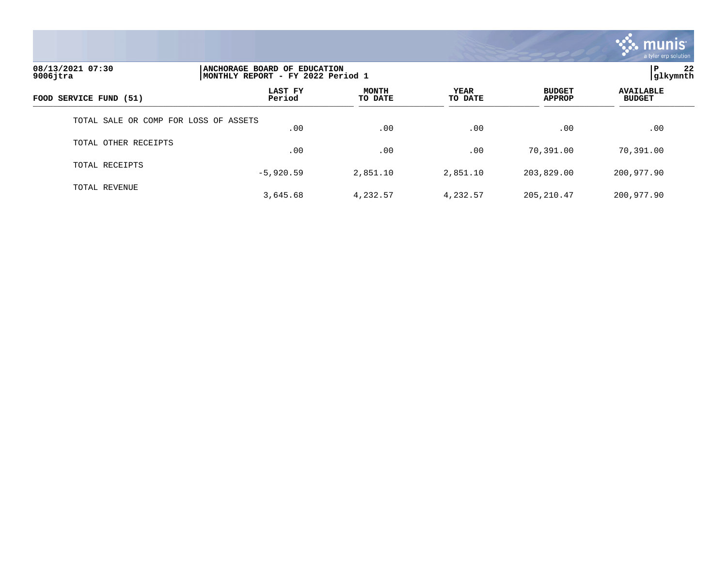| FOOD SERVICE FUND (51) | LAST FY Period | MONTH TO DATE | YEAR TO DATE | BUDGET APPROP | AVAILABLE BUDGET |
|---|---|---|---|---|---|
| TOTAL SALE OR COMP FOR LOSS OF ASSETS | .00 | .00 | .00 | .00 | .00 |
| TOTAL OTHER RECEIPTS | .00 | .00 | .00 | 70,391.00 | 70,391.00 |
| TOTAL RECEIPTS | -5,920.59 | 2,851.10 | 2,851.10 | 203,829.00 | 200,977.90 |
| TOTAL REVENUE | 3,645.68 | 4,232.57 | 4,232.57 | 205,210.47 | 200,977.90 |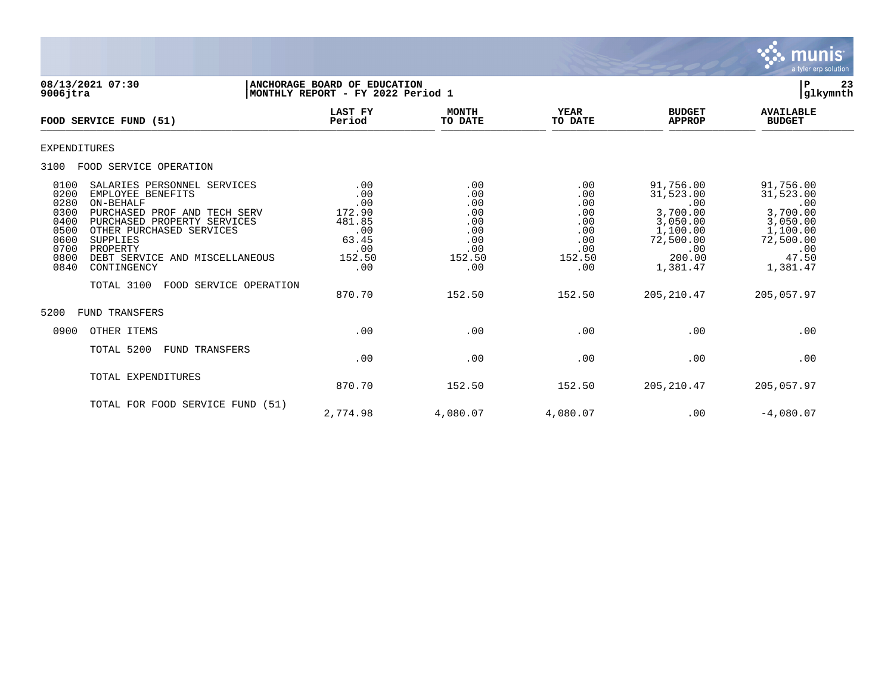**08/13/2021 07:30**
**9006jtra**

**ANCHORAGE BOARD OF EDUCATION**
**MONTHLY REPORT - FY 2022 Period 1**

**P 23**
**glkymnth**

| FOOD SERVICE FUND (51) | | LAST FY Period | MONTH TO DATE | YEAR TO DATE | BUDGET APPROP | AVAILABLE BUDGET |
|---|---|---|---|---|---|---|
| EXPENDITURES | | | | | | |
| 3100 | FOOD SERVICE OPERATION | | | | | |
| 0100 | SALARIES PERSONNEL SERVICES | .00 | .00 | .00 | 91,756.00 | 91,756.00 |
| 0200 | EMPLOYEE BENEFITS | .00 | .00 | .00 | 31,523.00 | 31,523.00 |
| 0280 | ON-BEHALF | .00 | .00 | .00 | .00 | .00 |
| 0300 | PURCHASED PROF AND TECH SERV | 172.90 | .00 | .00 | 3,700.00 | 3,700.00 |
| 0400 | PURCHASED PROPERTY SERVICES | 481.85 | .00 | .00 | 3,050.00 | 3,050.00 |
| 0500 | OTHER PURCHASED SERVICES | .00 | .00 | .00 | 1,100.00 | 1,100.00 |
| 0600 | SUPPLIES | 63.45 | .00 | .00 | 72,500.00 | 72,500.00 |
| 0700 | PROPERTY | .00 | .00 | .00 | .00 | .00 |
| 0800 | DEBT SERVICE AND MISCELLANEOUS | 152.50 | 152.50 | 152.50 | 200.00 | 47.50 |
| 0840 | CONTINGENCY | .00 | .00 | .00 | 1,381.47 | 1,381.47 |
| | TOTAL 3100 FOOD SERVICE OPERATION | 870.70 | 152.50 | 152.50 | 205,210.47 | 205,057.97 |
| 5200 | FUND TRANSFERS | | | | | |
| 0900 | OTHER ITEMS | .00 | .00 | .00 | .00 | .00 |
| | TOTAL 5200 FUND TRANSFERS | .00 | .00 | .00 | .00 | .00 |
| | TOTAL EXPENDITURES | 870.70 | 152.50 | 152.50 | 205,210.47 | 205,057.97 |
| | TOTAL FOR FOOD SERVICE FUND (51) | 2,774.98 | 4,080.07 | 4,080.07 | .00 | -4,080.07 |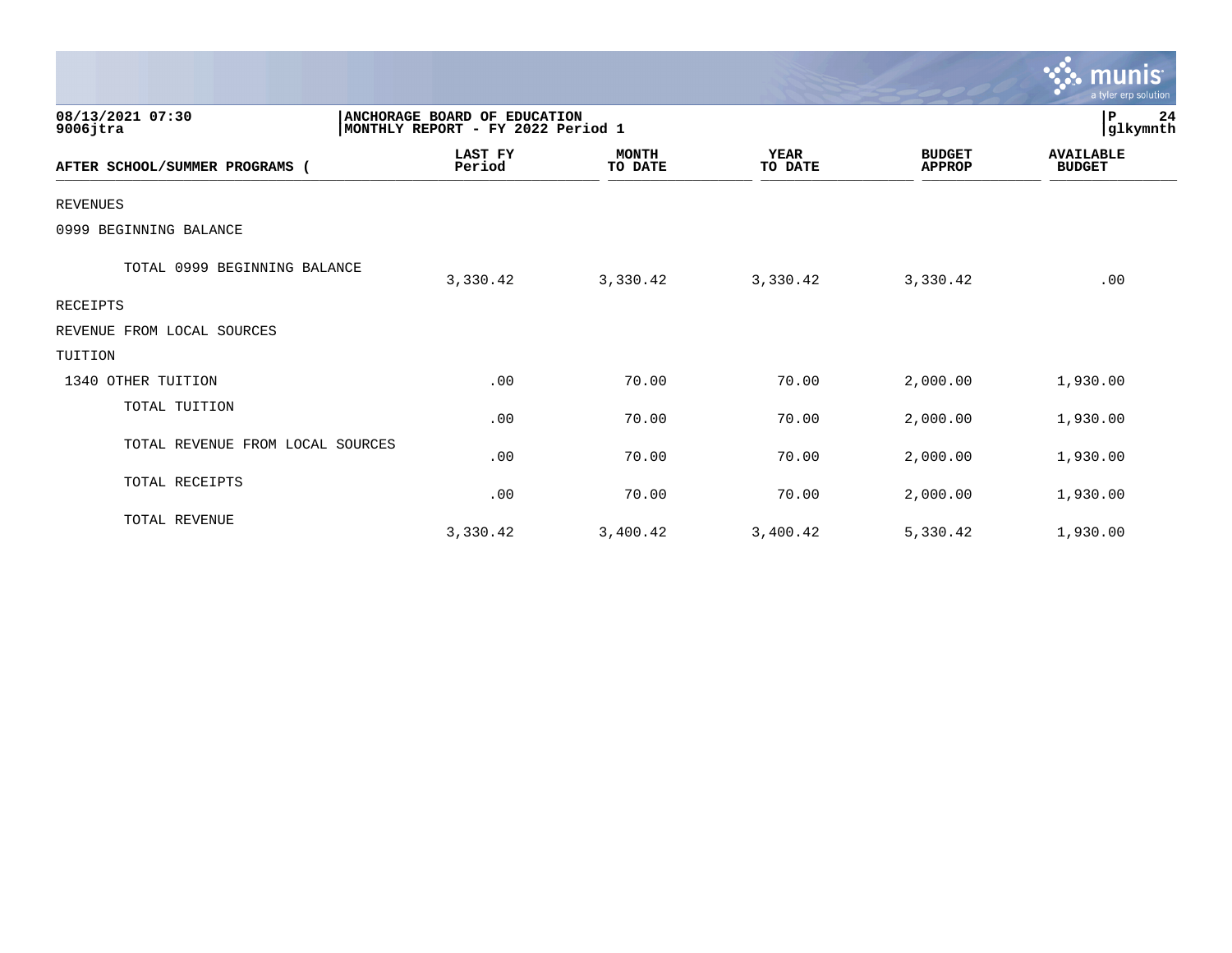08/13/2021 07:30
9006jtra

ANCHORAGE BOARD OF EDUCATION
MONTHLY REPORT - FY 2022 Period 1

P 24
glkymnth

| AFTER SCHOOL/SUMMER PROGRAMS ( | LAST FY Period | MONTH TO DATE | YEAR TO DATE | BUDGET APPROP | AVAILABLE BUDGET |
|---|---|---|---|---|---|
| REVENUES | | | | | |
| 0999 BEGINNING BALANCE | | | | | |
| TOTAL 0999 BEGINNING BALANCE | 3,330.42 | 3,330.42 | 3,330.42 | 3,330.42 | .00 |
| RECEIPTS | | | | | |
| REVENUE FROM LOCAL SOURCES | | | | | |
| TUITION | | | | | |
| 1340 OTHER TUITION | .00 | 70.00 | 70.00 | 2,000.00 | 1,930.00 |
| TOTAL TUITION | .00 | 70.00 | 70.00 | 2,000.00 | 1,930.00 |
| TOTAL REVENUE FROM LOCAL SOURCES | .00 | 70.00 | 70.00 | 2,000.00 | 1,930.00 |
| TOTAL RECEIPTS | .00 | 70.00 | 70.00 | 2,000.00 | 1,930.00 |
| TOTAL REVENUE | 3,330.42 | 3,400.42 | 3,400.42 | 5,330.42 | 1,930.00 |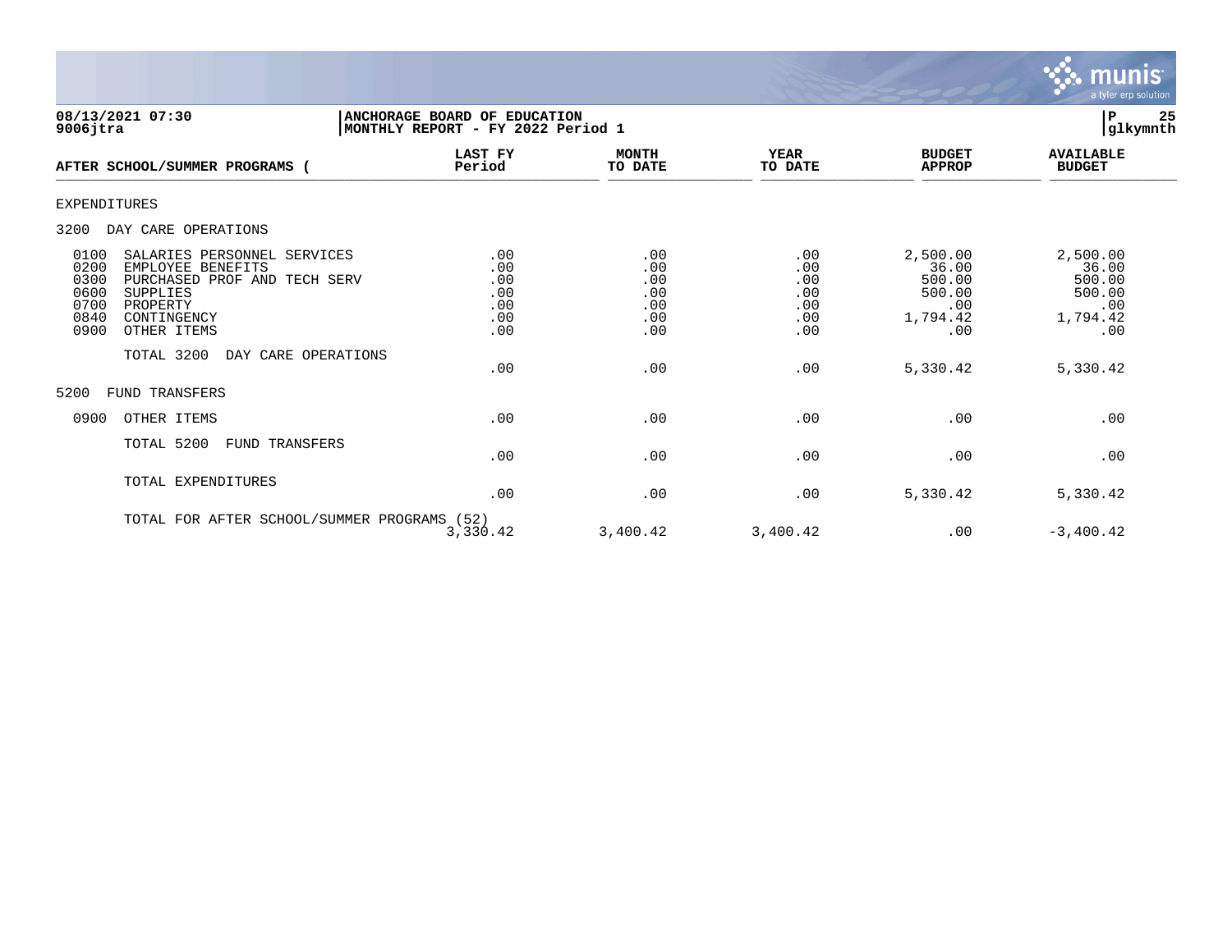**08/13/2021 07:30**
**9006jtra**

**ANCHORAGE BOARD OF EDUCATION**
**MONTHLY REPORT - FY 2022 Period 1**

**P 25**
**glkymnth**

| AFTER SCHOOL/SUMMER PROGRAMS ( | LAST FY Period | MONTH TO DATE | YEAR TO DATE | BUDGET APPROP | AVAILABLE BUDGET |
|---|---|---|---|---|---|
| EXPENDITURES | | | | | |
| 3200 DAY CARE OPERATIONS | | | | | |
| 0100 SALARIES PERSONNEL SERVICES | .00 | .00 | .00 | 2,500.00 | 2,500.00 |
| 0200 EMPLOYEE BENEFITS | .00 | .00 | .00 | 36.00 | 36.00 |
| 0300 PURCHASED PROF AND TECH SERV | .00 | .00 | .00 | 500.00 | 500.00 |
| 0600 SUPPLIES | .00 | .00 | .00 | 500.00 | 500.00 |
| 0700 PROPERTY | .00 | .00 | .00 | .00 | .00 |
| 0840 CONTINGENCY | .00 | .00 | .00 | 1,794.42 | 1,794.42 |
| 0900 OTHER ITEMS | .00 | .00 | .00 | .00 | .00 |
| TOTAL 3200 DAY CARE OPERATIONS | .00 | .00 | .00 | 5,330.42 | 5,330.42 |
| 5200 FUND TRANSFERS | | | | | |
| 0900 OTHER ITEMS | .00 | .00 | .00 | .00 | .00 |
| TOTAL 5200 FUND TRANSFERS | .00 | .00 | .00 | .00 | .00 |
| TOTAL EXPENDITURES | .00 | .00 | .00 | 5,330.42 | 5,330.42 |
| TOTAL FOR AFTER SCHOOL/SUMMER PROGRAMS (52) | 3,330.42 | 3,400.42 | 3,400.42 | .00 | -3,400.42 |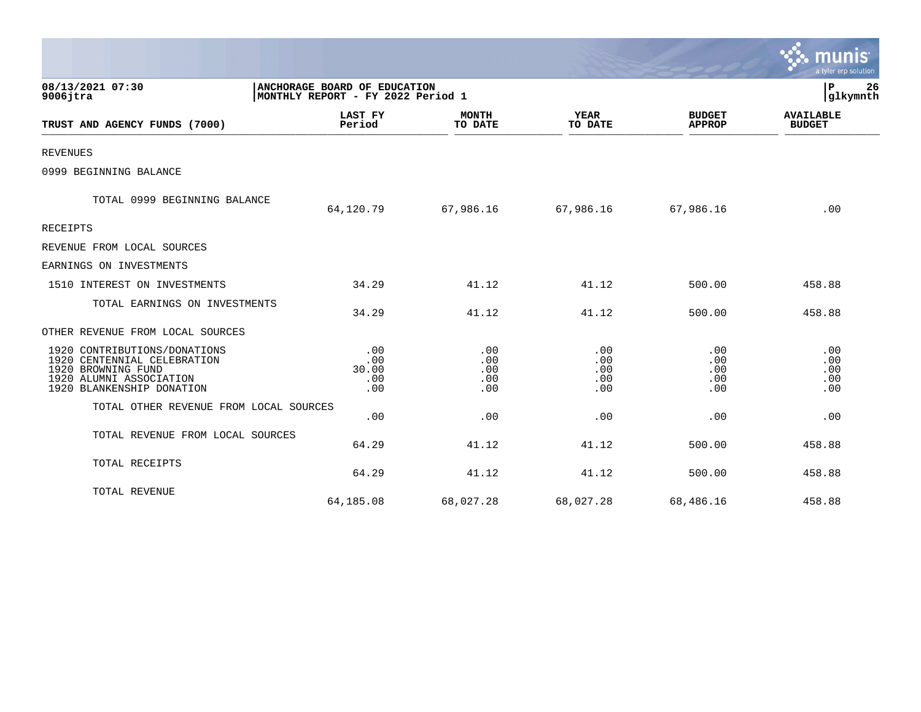**08/13/2021 07:30**
**9006jtra**

**ANCHORAGE BOARD OF EDUCATION**
**MONTHLY REPORT - FY 2022 Period 1**

**P 26**
**glkymnth**

| TRUST AND AGENCY FUNDS (7000) | LAST FY Period | MONTH TO DATE | YEAR TO DATE | BUDGET APPROP | AVAILABLE BUDGET |
|---|---|---|---|---|---|
| REVENUES | | | | | |
| 0999 BEGINNING BALANCE | | | | | |
| TOTAL 0999 BEGINNING BALANCE | 64,120.79 | 67,986.16 | 67,986.16 | 67,986.16 | .00 |
| RECEIPTS | | | | | |
| REVENUE FROM LOCAL SOURCES | | | | | |
| EARNINGS ON INVESTMENTS | | | | | |
| 1510 INTEREST ON INVESTMENTS | 34.29 | 41.12 | 41.12 | 500.00 | 458.88 |
| TOTAL EARNINGS ON INVESTMENTS | 34.29 | 41.12 | 41.12 | 500.00 | 458.88 |
| OTHER REVENUE FROM LOCAL SOURCES | | | | | |
| 1920 CONTRIBUTIONS/DONATIONS | .00 | .00 | .00 | .00 | .00 |
| 1920 CENTENNIAL CELEBRATION | .00 | .00 | .00 | .00 | .00 |
| 1920 BROWNING FUND | 30.00 | .00 | .00 | .00 | .00 |
| 1920 ALUMNI ASSOCIATION | .00 | .00 | .00 | .00 | .00 |
| 1920 BLANKENSHIP DONATION | .00 | .00 | .00 | .00 | .00 |
| TOTAL OTHER REVENUE FROM LOCAL SOURCES | .00 | .00 | .00 | .00 | .00 |
| TOTAL REVENUE FROM LOCAL SOURCES | 64.29 | 41.12 | 41.12 | 500.00 | 458.88 |
| TOTAL RECEIPTS | 64.29 | 41.12 | 41.12 | 500.00 | 458.88 |
| TOTAL REVENUE | 64,185.08 | 68,027.28 | 68,027.28 | 68,486.16 | 458.88 |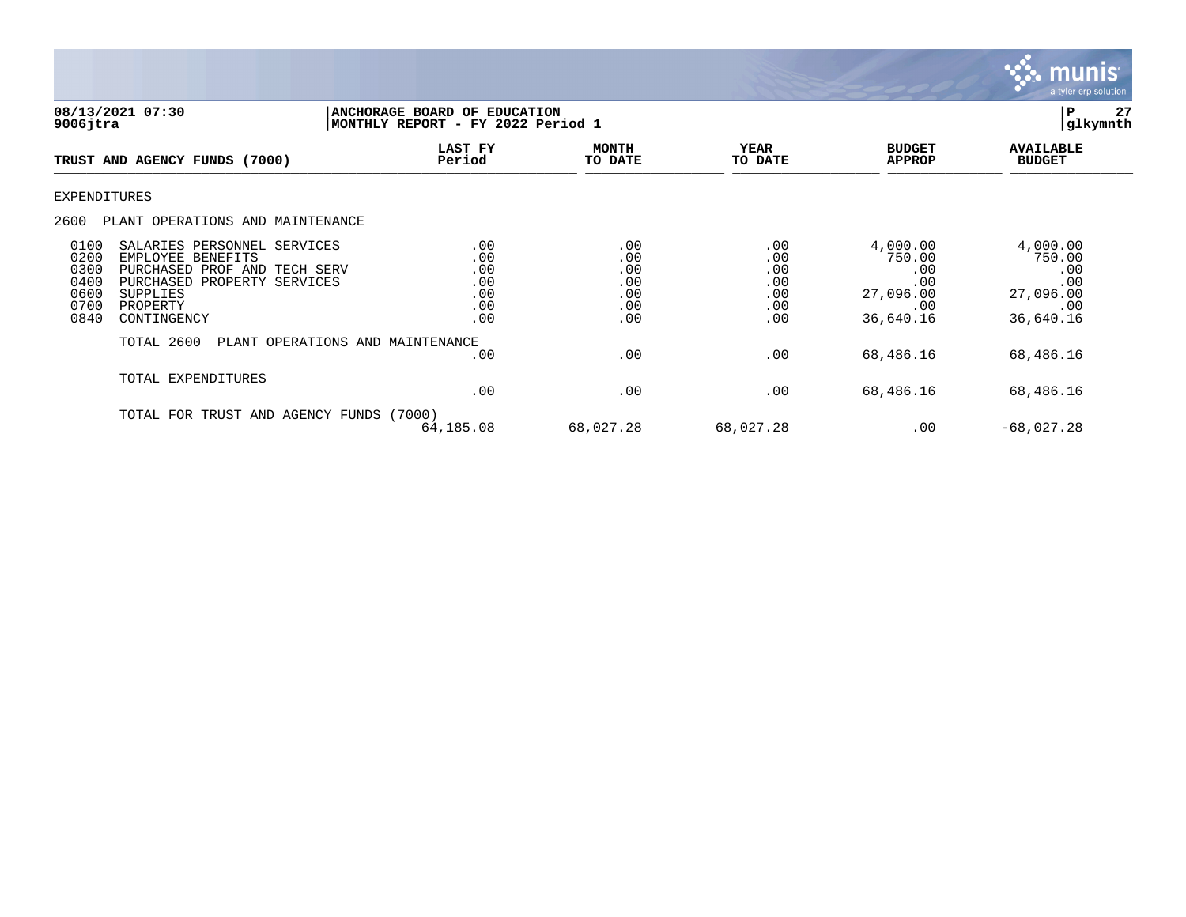08/13/2021 07:30 | ANCHORAGE BOARD OF EDUCATION
9006jtra | MONTHLY REPORT - FY 2022 Period 1

| TRUST AND AGENCY FUNDS (7000) | LAST FY Period | MONTH TO DATE | YEAR TO DATE | BUDGET APPROP | AVAILABLE BUDGET |
|---|---|---|---|---|---|
| EXPENDITURES | | | | | |
| 2600 PLANT OPERATIONS AND MAINTENANCE | | | | | |
| 0100 SALARIES PERSONNEL SERVICES | .00 | .00 | .00 | 4,000.00 | 4,000.00 |
| 0200 EMPLOYEE BENEFITS | .00 | .00 | .00 | 750.00 | 750.00 |
| 0300 PURCHASED PROF AND TECH SERV | .00 | .00 | .00 | .00 | .00 |
| 0400 PURCHASED PROPERTY SERVICES | .00 | .00 | .00 | .00 | .00 |
| 0600 SUPPLIES | .00 | .00 | .00 | 27,096.00 | 27,096.00 |
| 0700 PROPERTY | .00 | .00 | .00 | .00 | .00 |
| 0840 CONTINGENCY | .00 | .00 | .00 | 36,640.16 | 36,640.16 |
| TOTAL 2600 PLANT OPERATIONS AND MAINTENANCE | .00 | .00 | .00 | 68,486.16 | 68,486.16 |
| TOTAL EXPENDITURES | .00 | .00 | .00 | 68,486.16 | 68,486.16 |
| TOTAL FOR TRUST AND AGENCY FUNDS (7000) | 64,185.08 | 68,027.28 | 68,027.28 | .00 | -68,027.28 |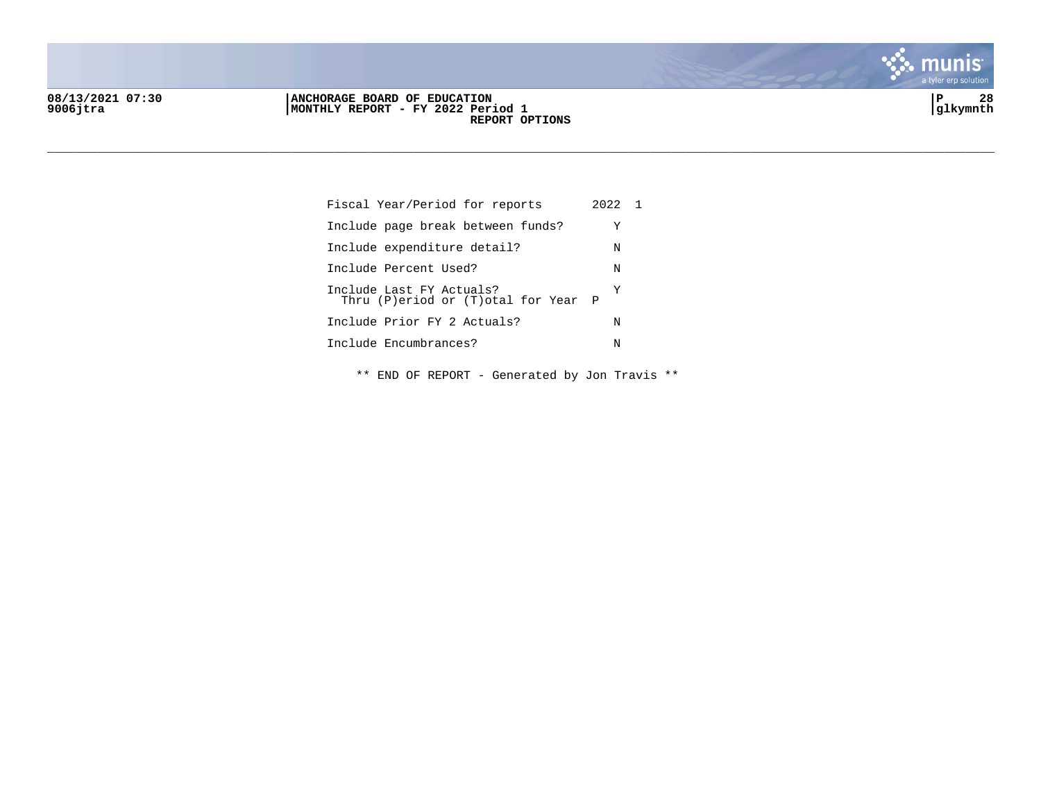# ANCHORAGE BOARD OF EDUCATION

## MONTHLY REPORT - FY 2022 Period 1

### REPORT OPTIONS

| | |
|---|---|
| Fiscal Year/Period for reports | 2022 1 |
| Include page break between funds? | Y |
| Include expenditure detail? | N |
| Include Percent Used? | N |
| Include Last FY Actuals? | Y |
| Thru (P)eriod or (T)otal for Year | P |
| Include Prior FY 2 Actuals? | N |
| Include Encumbrances? | N |

** END OF REPORT - Generated by Jon Travis **